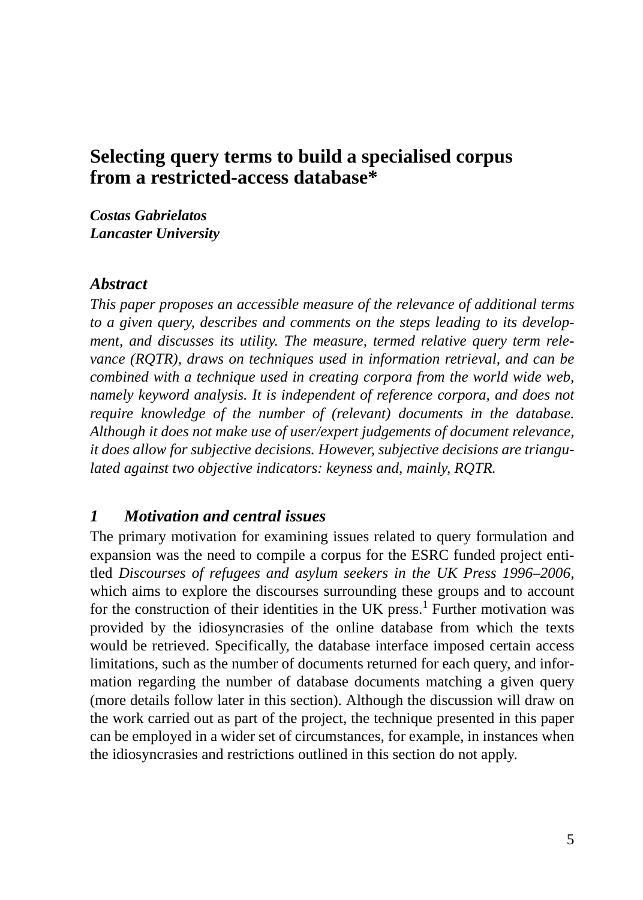# Selecting query terms to build a specialised corpus from a restricted-access database*

***Costas Gabrielatos***
***Lancaster University***

### *Abstract*

*This paper proposes an accessible measure of the relevance of additional terms to a given query, describes and comments on the steps leading to its development, and discusses its utility. The measure, termed relative query term relevance (RQTR), draws on techniques used in information retrieval, and can be combined with a technique used in creating corpora from the world wide web, namely keyword analysis. It is independent of reference corpora, and does not require knowledge of the number of (relevant) documents in the database. Although it does not make use of user/expert judgements of document relevance, it does allow for subjective decisions. However, subjective decisions are triangulated against two objective indicators: keyness and, mainly, RQTR.*

## *1 Motivation and central issues*

The primary motivation for examining issues related to query formulation and expansion was the need to compile a corpus for the ESRC funded project entitled *Discourses of refugees and asylum seekers in the UK Press 1996–2006*, which aims to explore the discourses surrounding these groups and to account for the construction of their identities in the UK press.[1] Further motivation was provided by the idiosyncrasies of the online database from which the texts would be retrieved. Specifically, the database interface imposed certain access limitations, such as the number of documents returned for each query, and information regarding the number of database documents matching a given query (more details follow later in this section). Although the discussion will draw on the work carried out as part of the project, the technique presented in this paper can be employed in a wider set of circumstances, for example, in instances when the idiosyncrasies and restrictions outlined in this section do not apply.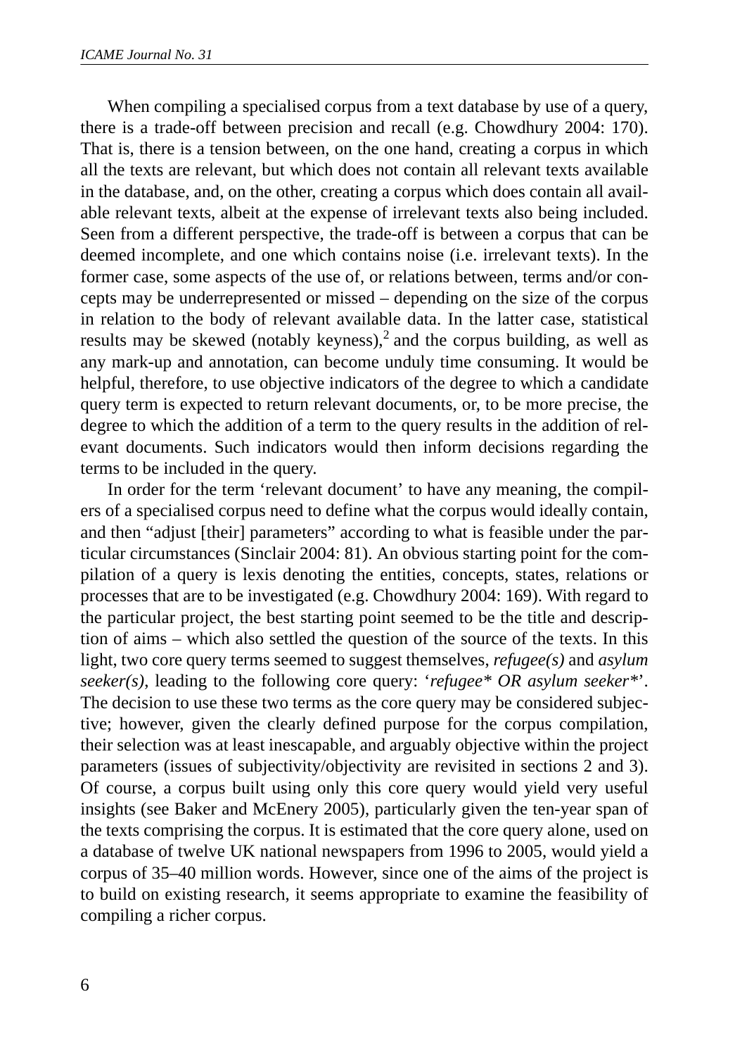When compiling a specialised corpus from a text database by use of a query, there is a trade-off between precision and recall (e.g. Chowdhury 2004: 170). That is, there is a tension between, on the one hand, creating a corpus in which all the texts are relevant, but which does not contain all relevant texts available in the database, and, on the other, creating a corpus which does contain all available relevant texts, albeit at the expense of irrelevant texts also being included. Seen from a different perspective, the trade-off is between a corpus that can be deemed incomplete, and one which contains noise (i.e. irrelevant texts). In the former case, some aspects of the use of, or relations between, terms and/or concepts may be underrepresented or missed – depending on the size of the corpus in relation to the body of relevant available data. In the latter case, statistical results may be skewed (notably keyness),[2] and the corpus building, as well as any mark-up and annotation, can become unduly time consuming. It would be helpful, therefore, to use objective indicators of the degree to which a candidate query term is expected to return relevant documents, or, to be more precise, the degree to which the addition of a term to the query results in the addition of relevant documents. Such indicators would then inform decisions regarding the terms to be included in the query.

In order for the term 'relevant document' to have any meaning, the compilers of a specialised corpus need to define what the corpus would ideally contain, and then "adjust [their] parameters" according to what is feasible under the particular circumstances (Sinclair 2004: 81). An obvious starting point for the compilation of a query is lexis denoting the entities, concepts, states, relations or processes that are to be investigated (e.g. Chowdhury 2004: 169). With regard to the particular project, the best starting point seemed to be the title and description of aims – which also settled the question of the source of the texts. In this light, two core query terms seemed to suggest themselves, *refugee(s)* and *asylum seeker(s)*, leading to the following core query: '*refugee* OR asylum seeker**'. The decision to use these two terms as the core query may be considered subjective; however, given the clearly defined purpose for the corpus compilation, their selection was at least inescapable, and arguably objective within the project parameters (issues of subjectivity/objectivity are revisited in sections 2 and 3). Of course, a corpus built using only this core query would yield very useful insights (see Baker and McEnery 2005), particularly given the ten-year span of the texts comprising the corpus. It is estimated that the core query alone, used on a database of twelve UK national newspapers from 1996 to 2005, would yield a corpus of 35–40 million words. However, since one of the aims of the project is to build on existing research, it seems appropriate to examine the feasibility of compiling a richer corpus.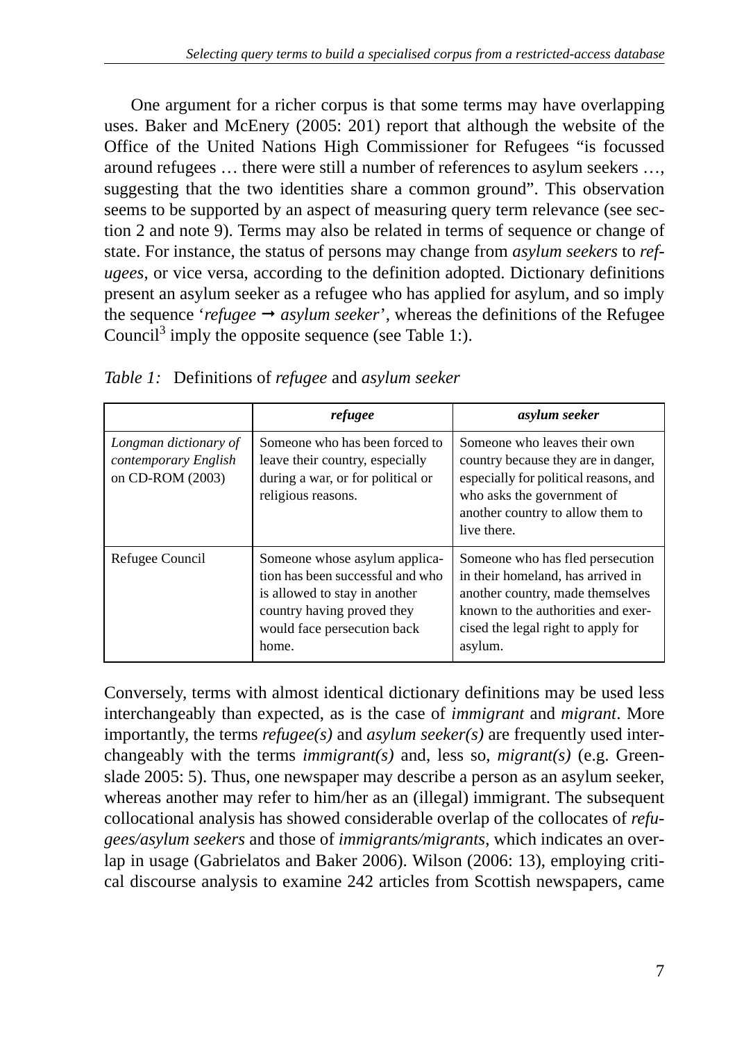One argument for a richer corpus is that some terms may have overlapping uses. Baker and McEnery (2005: 201) report that although the website of the Office of the United Nations High Commissioner for Refugees "is focussed around refugees … there were still a number of references to asylum seekers …, suggesting that the two identities share a common ground". This observation seems to be supported by an aspect of measuring query term relevance (see section 2 and note 9). Terms may also be related in terms of sequence or change of state. For instance, the status of persons may change from *asylum seekers* to *refugees*, or vice versa, according to the definition adopted. Dictionary definitions present an asylum seeker as a refugee who has applied for asylum, and so imply the sequence '*refugee* → *asylum seeker*', whereas the definitions of the Refugee Council[3] imply the opposite sequence (see Table 1:).

*Table 1:* Definitions of *refugee* and *asylum seeker*

| | ***refugee*** | ***asylum seeker*** |
|---|---|---|
| *Longman dictionary of contemporary English* on CD-ROM (2003) | Someone who has been forced to leave their country, especially during a war, or for political or religious reasons. | Someone who leaves their own country because they are in danger, especially for political reasons, and who asks the government of another country to allow them to live there. |
| Refugee Council | Someone whose asylum application has been successful and who is allowed to stay in another country having proved they would face persecution back home. | Someone who has fled persecution in their homeland, has arrived in another country, made themselves known to the authorities and exercised the legal right to apply for asylum. |

Conversely, terms with almost identical dictionary definitions may be used less interchangeably than expected, as is the case of *immigrant* and *migrant*. More importantly, the terms *refugee(s)* and *asylum seeker(s)* are frequently used interchangeably with the terms *immigrant(s)* and, less so, *migrant(s)* (e.g. Greenslade 2005: 5). Thus, one newspaper may describe a person as an asylum seeker, whereas another may refer to him/her as an (illegal) immigrant. The subsequent collocational analysis has showed considerable overlap of the collocates of *refugees/asylum seekers* and those of *immigrants/migrants*, which indicates an overlap in usage (Gabrielatos and Baker 2006). Wilson (2006: 13), employing critical discourse analysis to examine 242 articles from Scottish newspapers, came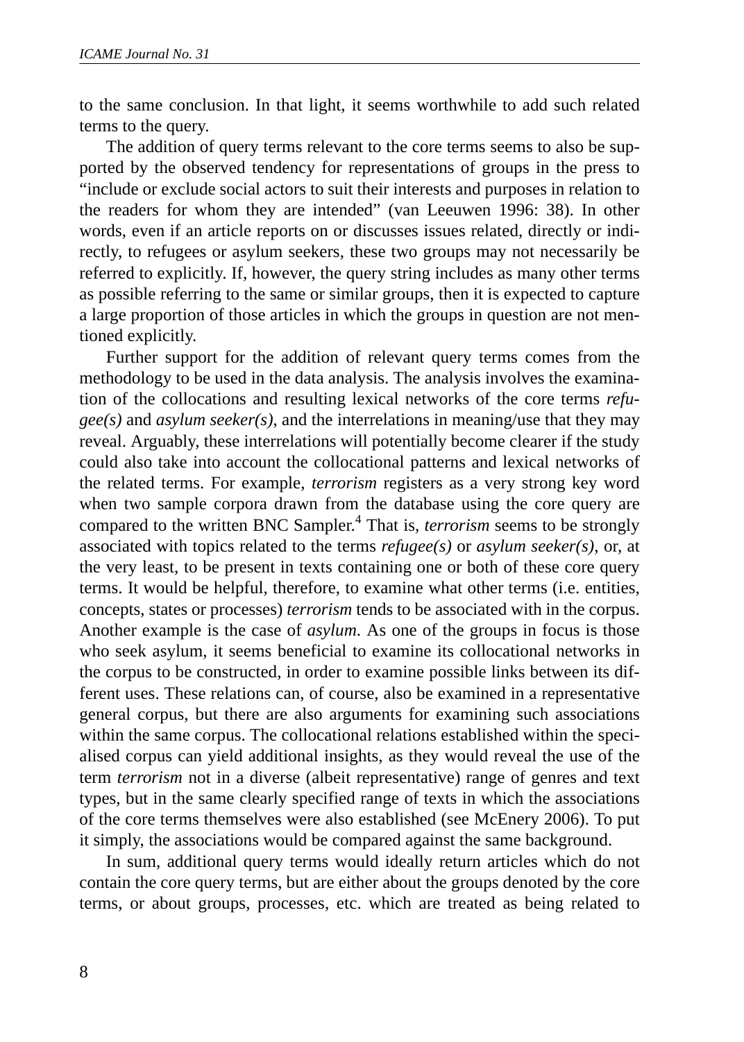to the same conclusion. In that light, it seems worthwhile to add such related terms to the query.

The addition of query terms relevant to the core terms seems to also be supported by the observed tendency for representations of groups in the press to "include or exclude social actors to suit their interests and purposes in relation to the readers for whom they are intended" (van Leeuwen 1996: 38). In other words, even if an article reports on or discusses issues related, directly or indirectly, to refugees or asylum seekers, these two groups may not necessarily be referred to explicitly. If, however, the query string includes as many other terms as possible referring to the same or similar groups, then it is expected to capture a large proportion of those articles in which the groups in question are not mentioned explicitly.

Further support for the addition of relevant query terms comes from the methodology to be used in the data analysis. The analysis involves the examination of the collocations and resulting lexical networks of the core terms *refugee(s)* and *asylum seeker(s)*, and the interrelations in meaning/use that they may reveal. Arguably, these interrelations will potentially become clearer if the study could also take into account the collocational patterns and lexical networks of the related terms. For example, *terrorism* registers as a very strong key word when two sample corpora drawn from the database using the core query are compared to the written BNC Sampler.[4] That is, *terrorism* seems to be strongly associated with topics related to the terms *refugee(s)* or *asylum seeker(s)*, or, at the very least, to be present in texts containing one or both of these core query terms. It would be helpful, therefore, to examine what other terms (i.e. entities, concepts, states or processes) *terrorism* tends to be associated with in the corpus. Another example is the case of *asylum*. As one of the groups in focus is those who seek asylum, it seems beneficial to examine its collocational networks in the corpus to be constructed, in order to examine possible links between its different uses. These relations can, of course, also be examined in a representative general corpus, but there are also arguments for examining such associations within the same corpus. The collocational relations established within the specialised corpus can yield additional insights, as they would reveal the use of the term *terrorism* not in a diverse (albeit representative) range of genres and text types, but in the same clearly specified range of texts in which the associations of the core terms themselves were also established (see McEnery 2006). To put it simply, the associations would be compared against the same background.

In sum, additional query terms would ideally return articles which do not contain the core query terms, but are either about the groups denoted by the core terms, or about groups, processes, etc. which are treated as being related to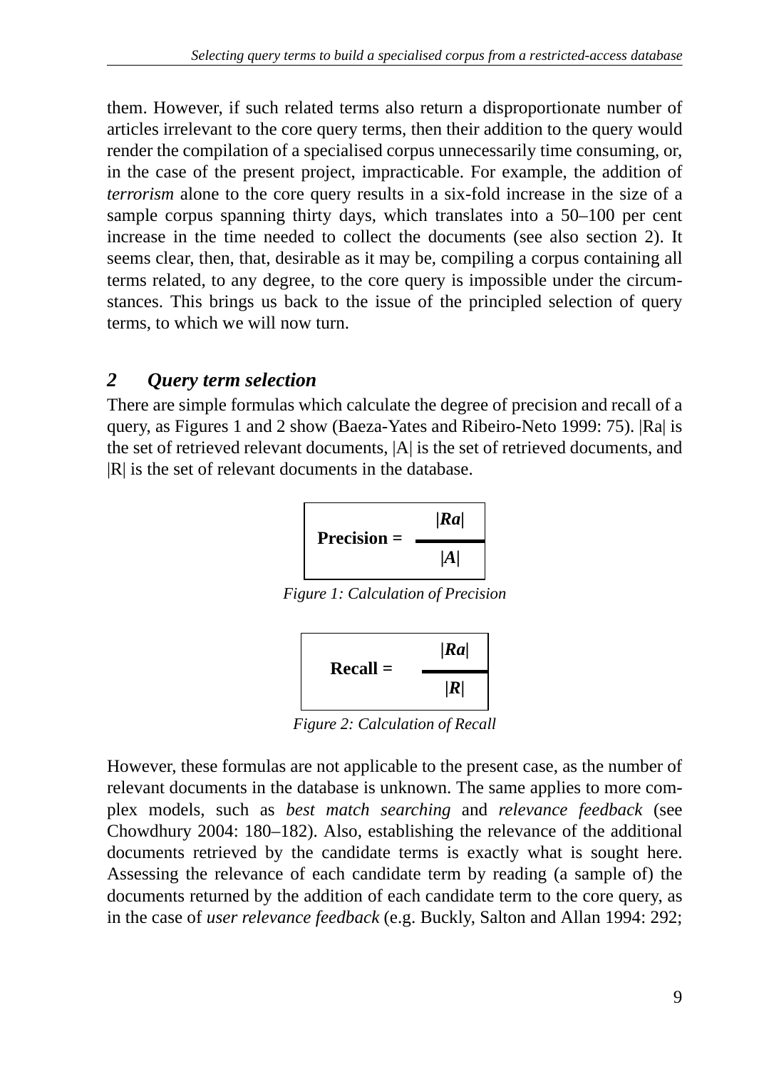them. However, if such related terms also return a disproportionate number of articles irrelevant to the core query terms, then their addition to the query would render the compilation of a specialised corpus unnecessarily time consuming, or, in the case of the present project, impracticable. For example, the addition of *terrorism* alone to the core query results in a six-fold increase in the size of a sample corpus spanning thirty days, which translates into a 50–100 per cent increase in the time needed to collect the documents (see also section 2). It seems clear, then, that, desirable as it may be, compiling a corpus containing all terms related, to any degree, to the core query is impossible under the circumstances. This brings us back to the issue of the principled selection of query terms, to which we will now turn.

## 2 Query term selection

There are simple formulas which calculate the degree of precision and recall of a query, as Figures 1 and 2 show (Baeza-Yates and Ribeiro-Neto 1999: 75). |Ra| is the set of retrieved relevant documents, |A| is the set of retrieved documents, and |R| is the set of relevant documents in the database.

$$\textbf{Precision} = \frac{|Ra|}{|A|}$$

*Figure 1: Calculation of Precision*

$$\textbf{Recall} = \frac{|Ra|}{|R|}$$

*Figure 2: Calculation of Recall*

However, these formulas are not applicable to the present case, as the number of relevant documents in the database is unknown. The same applies to more complex models, such as *best match searching* and *relevance feedback* (see Chowdhury 2004: 180–182). Also, establishing the relevance of the additional documents retrieved by the candidate terms is exactly what is sought here. Assessing the relevance of each candidate term by reading (a sample of) the documents returned by the addition of each candidate term to the core query, as in the case of *user relevance feedback* (e.g. Buckly, Salton and Allan 1994: 292;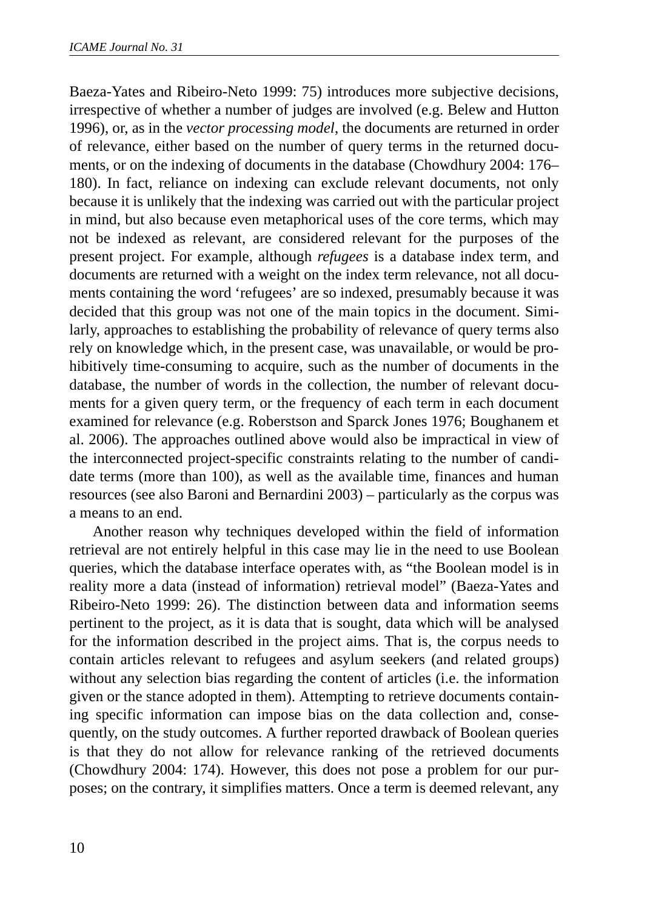Baeza-Yates and Ribeiro-Neto 1999: 75) introduces more subjective decisions, irrespective of whether a number of judges are involved (e.g. Belew and Hutton 1996), or, as in the *vector processing model*, the documents are returned in order of relevance, either based on the number of query terms in the returned documents, or on the indexing of documents in the database (Chowdhury 2004: 176–180). In fact, reliance on indexing can exclude relevant documents, not only because it is unlikely that the indexing was carried out with the particular project in mind, but also because even metaphorical uses of the core terms, which may not be indexed as relevant, are considered relevant for the purposes of the present project. For example, although *refugees* is a database index term, and documents are returned with a weight on the index term relevance, not all documents containing the word 'refugees' are so indexed, presumably because it was decided that this group was not one of the main topics in the document. Similarly, approaches to establishing the probability of relevance of query terms also rely on knowledge which, in the present case, was unavailable, or would be prohibitively time-consuming to acquire, such as the number of documents in the database, the number of words in the collection, the number of relevant documents for a given query term, or the frequency of each term in each document examined for relevance (e.g. Roberstson and Sparck Jones 1976; Boughanem et al. 2006). The approaches outlined above would also be impractical in view of the interconnected project-specific constraints relating to the number of candidate terms (more than 100), as well as the available time, finances and human resources (see also Baroni and Bernardini 2003) – particularly as the corpus was a means to an end.

Another reason why techniques developed within the field of information retrieval are not entirely helpful in this case may lie in the need to use Boolean queries, which the database interface operates with, as "the Boolean model is in reality more a data (instead of information) retrieval model" (Baeza-Yates and Ribeiro-Neto 1999: 26). The distinction between data and information seems pertinent to the project, as it is data that is sought, data which will be analysed for the information described in the project aims. That is, the corpus needs to contain articles relevant to refugees and asylum seekers (and related groups) without any selection bias regarding the content of articles (i.e. the information given or the stance adopted in them). Attempting to retrieve documents containing specific information can impose bias on the data collection and, consequently, on the study outcomes. A further reported drawback of Boolean queries is that they do not allow for relevance ranking of the retrieved documents (Chowdhury 2004: 174). However, this does not pose a problem for our purposes; on the contrary, it simplifies matters. Once a term is deemed relevant, any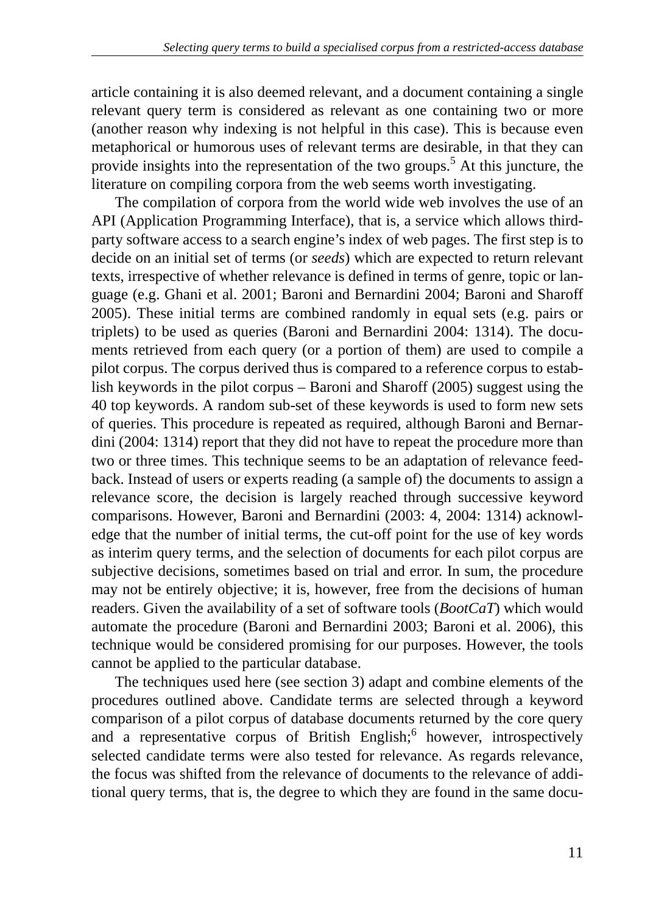article containing it is also deemed relevant, and a document containing a single relevant query term is considered as relevant as one containing two or more (another reason why indexing is not helpful in this case). This is because even metaphorical or humorous uses of relevant terms are desirable, in that they can provide insights into the representation of the two groups.[5] At this juncture, the literature on compiling corpora from the web seems worth investigating.

The compilation of corpora from the world wide web involves the use of an API (Application Programming Interface), that is, a service which allows third-party software access to a search engine's index of web pages. The first step is to decide on an initial set of terms (or *seeds*) which are expected to return relevant texts, irrespective of whether relevance is defined in terms of genre, topic or language (e.g. Ghani et al. 2001; Baroni and Bernardini 2004; Baroni and Sharoff 2005). These initial terms are combined randomly in equal sets (e.g. pairs or triplets) to be used as queries (Baroni and Bernardini 2004: 1314). The documents retrieved from each query (or a portion of them) are used to compile a pilot corpus. The corpus derived thus is compared to a reference corpus to establish keywords in the pilot corpus – Baroni and Sharoff (2005) suggest using the 40 top keywords. A random sub-set of these keywords is used to form new sets of queries. This procedure is repeated as required, although Baroni and Bernardini (2004: 1314) report that they did not have to repeat the procedure more than two or three times. This technique seems to be an adaptation of relevance feedback. Instead of users or experts reading (a sample of) the documents to assign a relevance score, the decision is largely reached through successive keyword comparisons. However, Baroni and Bernardini (2003: 4, 2004: 1314) acknowledge that the number of initial terms, the cut-off point for the use of key words as interim query terms, and the selection of documents for each pilot corpus are subjective decisions, sometimes based on trial and error. In sum, the procedure may not be entirely objective; it is, however, free from the decisions of human readers. Given the availability of a set of software tools (*BootCaT*) which would automate the procedure (Baroni and Bernardini 2003; Baroni et al. 2006), this technique would be considered promising for our purposes. However, the tools cannot be applied to the particular database.

The techniques used here (see section 3) adapt and combine elements of the procedures outlined above. Candidate terms are selected through a keyword comparison of a pilot corpus of database documents returned by the core query and a representative corpus of British English;[6] however, introspectively selected candidate terms were also tested for relevance. As regards relevance, the focus was shifted from the relevance of documents to the relevance of additional query terms, that is, the degree to which they are found in the same docu-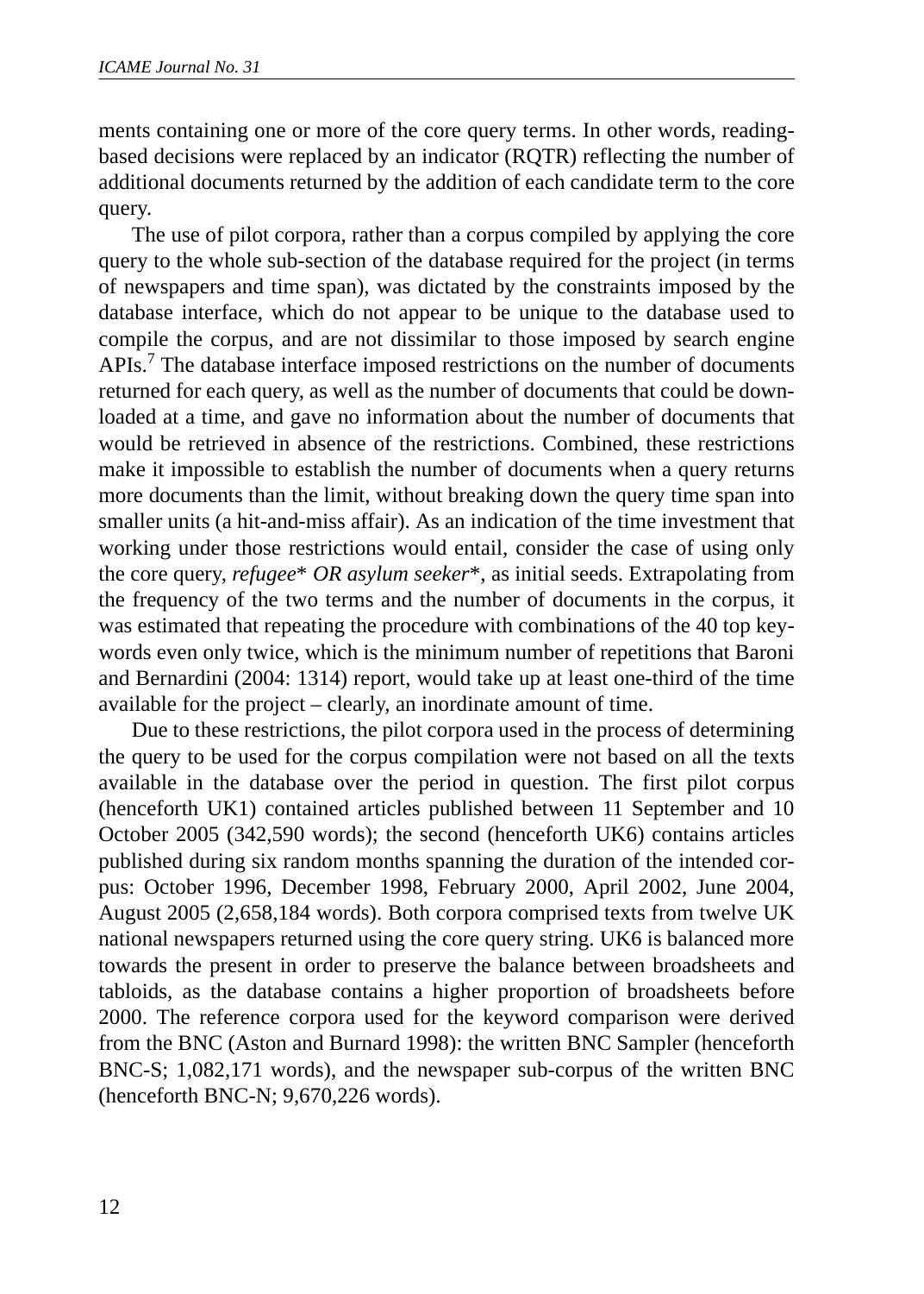ments containing one or more of the core query terms. In other words, reading-based decisions were replaced by an indicator (RQTR) reflecting the number of additional documents returned by the addition of each candidate term to the core query.

The use of pilot corpora, rather than a corpus compiled by applying the core query to the whole sub-section of the database required for the project (in terms of newspapers and time span), was dictated by the constraints imposed by the database interface, which do not appear to be unique to the database used to compile the corpus, and are not dissimilar to those imposed by search engine APIs.[7] The database interface imposed restrictions on the number of documents returned for each query, as well as the number of documents that could be downloaded at a time, and gave no information about the number of documents that would be retrieved in absence of the restrictions. Combined, these restrictions make it impossible to establish the number of documents when a query returns more documents than the limit, without breaking down the query time span into smaller units (a hit-and-miss affair). As an indication of the time investment that working under those restrictions would entail, consider the case of using only the core query, *refugee\* OR asylum seeker\**, as initial seeds. Extrapolating from the frequency of the two terms and the number of documents in the corpus, it was estimated that repeating the procedure with combinations of the 40 top keywords even only twice, which is the minimum number of repetitions that Baroni and Bernardini (2004: 1314) report, would take up at least one-third of the time available for the project – clearly, an inordinate amount of time.

Due to these restrictions, the pilot corpora used in the process of determining the query to be used for the corpus compilation were not based on all the texts available in the database over the period in question. The first pilot corpus (henceforth UK1) contained articles published between 11 September and 10 October 2005 (342,590 words); the second (henceforth UK6) contains articles published during six random months spanning the duration of the intended corpus: October 1996, December 1998, February 2000, April 2002, June 2004, August 2005 (2,658,184 words). Both corpora comprised texts from twelve UK national newspapers returned using the core query string. UK6 is balanced more towards the present in order to preserve the balance between broadsheets and tabloids, as the database contains a higher proportion of broadsheets before 2000. The reference corpora used for the keyword comparison were derived from the BNC (Aston and Burnard 1998): the written BNC Sampler (henceforth BNC-S; 1,082,171 words), and the newspaper sub-corpus of the written BNC (henceforth BNC-N; 9,670,226 words).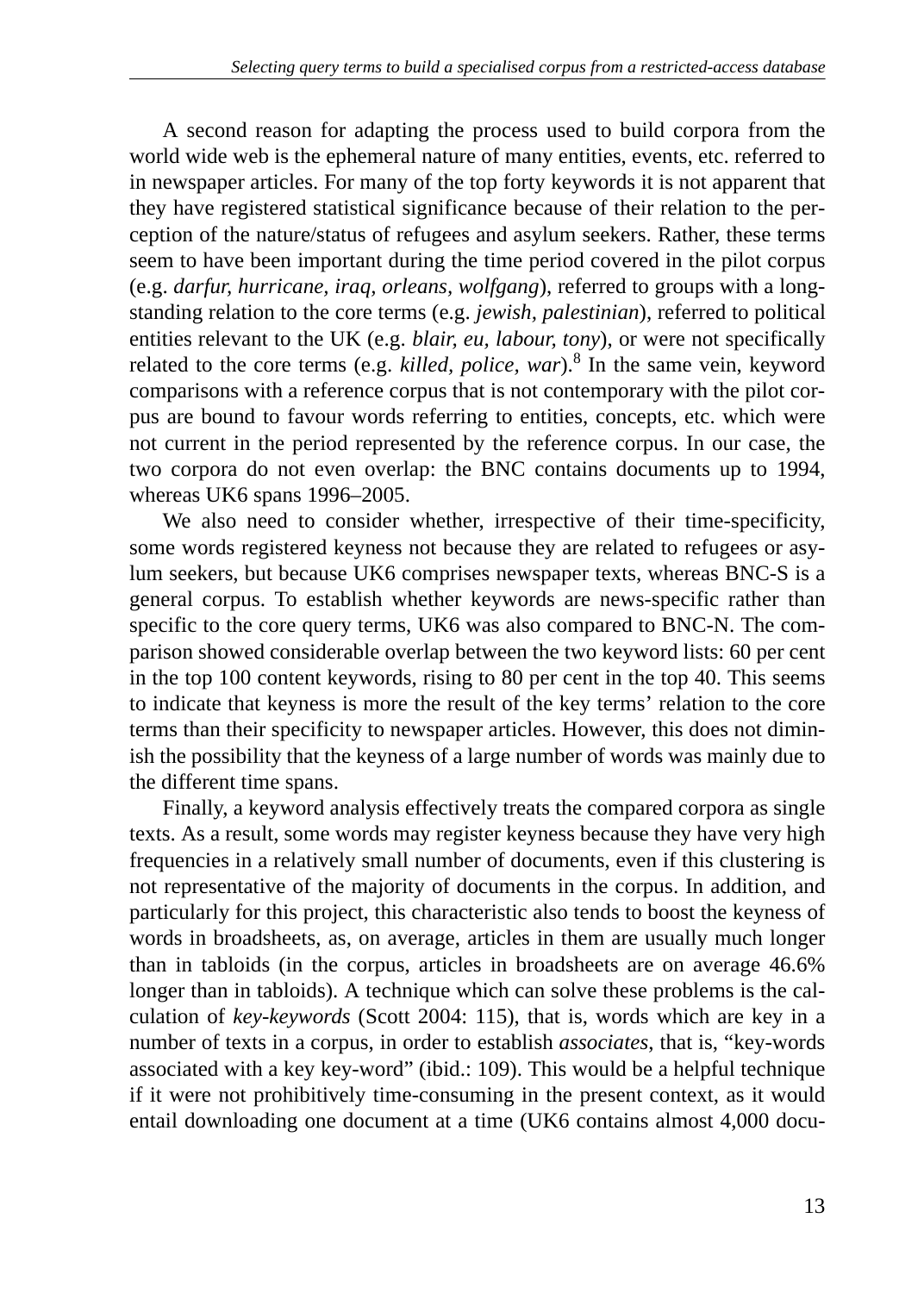A second reason for adapting the process used to build corpora from the world wide web is the ephemeral nature of many entities, events, etc. referred to in newspaper articles. For many of the top forty keywords it is not apparent that they have registered statistical significance because of their relation to the perception of the nature/status of refugees and asylum seekers. Rather, these terms seem to have been important during the time period covered in the pilot corpus (e.g. *darfur, hurricane, iraq, orleans, wolfgang*), referred to groups with a long-standing relation to the core terms (e.g. *jewish, palestinian*), referred to political entities relevant to the UK (e.g. *blair, eu, labour, tony*), or were not specifically related to the core terms (e.g. *killed, police, war*).[8] In the same vein, keyword comparisons with a reference corpus that is not contemporary with the pilot corpus are bound to favour words referring to entities, concepts, etc. which were not current in the period represented by the reference corpus. In our case, the two corpora do not even overlap: the BNC contains documents up to 1994, whereas UK6 spans 1996–2005.

We also need to consider whether, irrespective of their time-specificity, some words registered keyness not because they are related to refugees or asylum seekers, but because UK6 comprises newspaper texts, whereas BNC-S is a general corpus. To establish whether keywords are news-specific rather than specific to the core query terms, UK6 was also compared to BNC-N. The comparison showed considerable overlap between the two keyword lists: 60 per cent in the top 100 content keywords, rising to 80 per cent in the top 40. This seems to indicate that keyness is more the result of the key terms' relation to the core terms than their specificity to newspaper articles. However, this does not diminish the possibility that the keyness of a large number of words was mainly due to the different time spans.

Finally, a keyword analysis effectively treats the compared corpora as single texts. As a result, some words may register keyness because they have very high frequencies in a relatively small number of documents, even if this clustering is not representative of the majority of documents in the corpus. In addition, and particularly for this project, this characteristic also tends to boost the keyness of words in broadsheets, as, on average, articles in them are usually much longer than in tabloids (in the corpus, articles in broadsheets are on average 46.6% longer than in tabloids). A technique which can solve these problems is the calculation of *key-keywords* (Scott 2004: 115), that is, words which are key in a number of texts in a corpus, in order to establish *associates*, that is, "key-words associated with a key key-word" (ibid.: 109). This would be a helpful technique if it were not prohibitively time-consuming in the present context, as it would entail downloading one document at a time (UK6 contains almost 4,000 docu-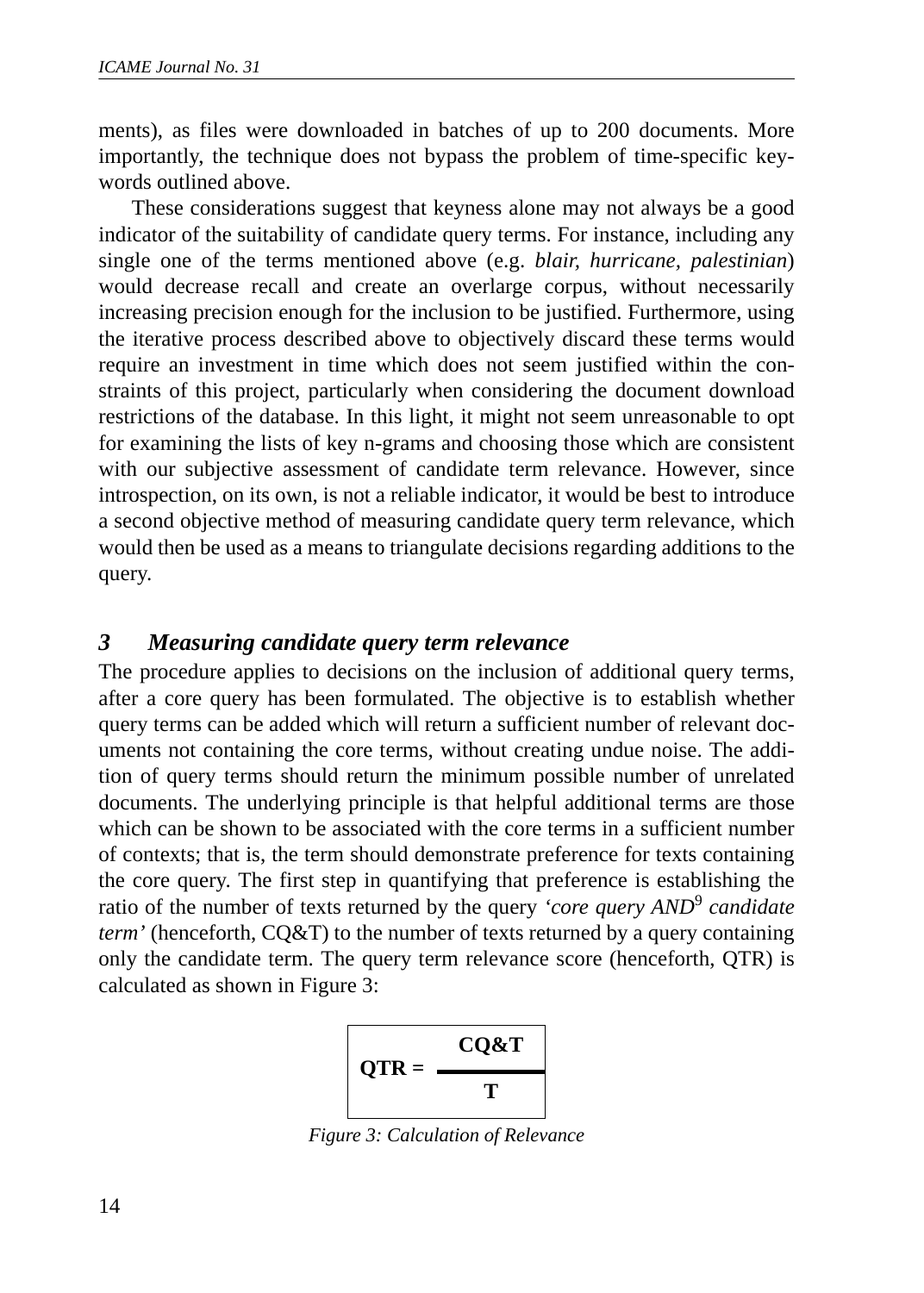ments), as files were downloaded in batches of up to 200 documents. More importantly, the technique does not bypass the problem of time-specific keywords outlined above.

These considerations suggest that keyness alone may not always be a good indicator of the suitability of candidate query terms. For instance, including any single one of the terms mentioned above (e.g. *blair*, *hurricane*, *palestinian*) would decrease recall and create an overlarge corpus, without necessarily increasing precision enough for the inclusion to be justified. Furthermore, using the iterative process described above to objectively discard these terms would require an investment in time which does not seem justified within the constraints of this project, particularly when considering the document download restrictions of the database. In this light, it might not seem unreasonable to opt for examining the lists of key n-grams and choosing those which are consistent with our subjective assessment of candidate term relevance. However, since introspection, on its own, is not a reliable indicator, it would be best to introduce a second objective method of measuring candidate query term relevance, which would then be used as a means to triangulate decisions regarding additions to the query.

## 3 Measuring candidate query term relevance

The procedure applies to decisions on the inclusion of additional query terms, after a core query has been formulated. The objective is to establish whether query terms can be added which will return a sufficient number of relevant documents not containing the core terms, without creating undue noise. The addition of query terms should return the minimum possible number of unrelated documents. The underlying principle is that helpful additional terms are those which can be shown to be associated with the core terms in a sufficient number of contexts; that is, the term should demonstrate preference for texts containing the core query. The first step in quantifying that preference is establishing the ratio of the number of texts returned by the query *'core query AND*[9] *candidate term'* (henceforth, CQ&T) to the number of texts returned by a query containing only the candidate term. The query term relevance score (henceforth, QTR) is calculated as shown in Figure 3:

$$\mathbf{QTR} = \frac{\mathbf{CQ\&T}}{\mathbf{T}}$$

*Figure 3: Calculation of Relevance*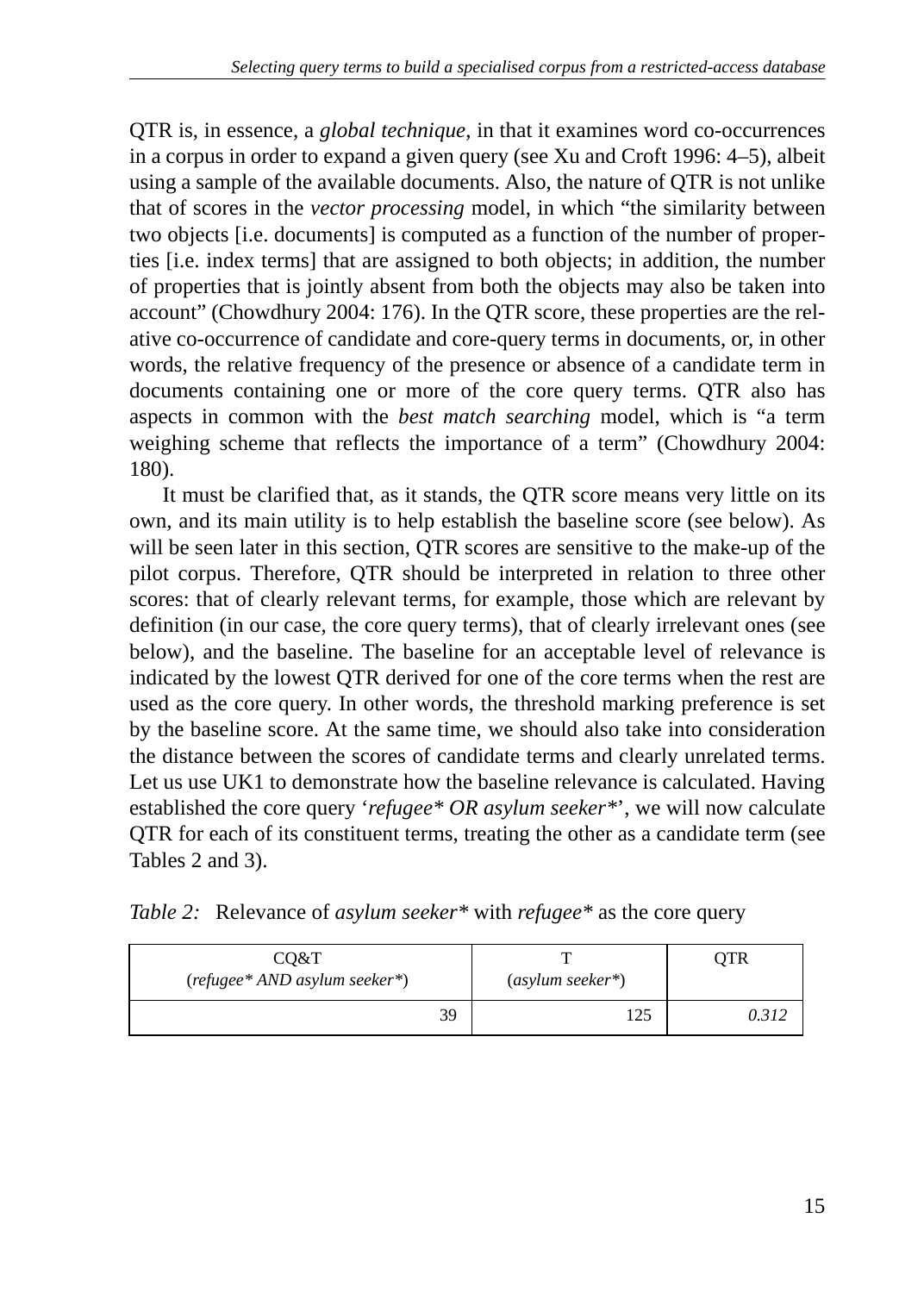QTR is, in essence, a *global technique*, in that it examines word co-occurrences in a corpus in order to expand a given query (see Xu and Croft 1996: 4–5), albeit using a sample of the available documents. Also, the nature of QTR is not unlike that of scores in the *vector processing* model, in which "the similarity between two objects [i.e. documents] is computed as a function of the number of properties [i.e. index terms] that are assigned to both objects; in addition, the number of properties that is jointly absent from both the objects may also be taken into account" (Chowdhury 2004: 176). In the QTR score, these properties are the relative co-occurrence of candidate and core-query terms in documents, or, in other words, the relative frequency of the presence or absence of a candidate term in documents containing one or more of the core query terms. QTR also has aspects in common with the *best match searching* model, which is "a term weighing scheme that reflects the importance of a term" (Chowdhury 2004: 180).

It must be clarified that, as it stands, the QTR score means very little on its own, and its main utility is to help establish the baseline score (see below). As will be seen later in this section, QTR scores are sensitive to the make-up of the pilot corpus. Therefore, QTR should be interpreted in relation to three other scores: that of clearly relevant terms, for example, those which are relevant by definition (in our case, the core query terms), that of clearly irrelevant ones (see below), and the baseline. The baseline for an acceptable level of relevance is indicated by the lowest QTR derived for one of the core terms when the rest are used as the core query. In other words, the threshold marking preference is set by the baseline score. At the same time, we should also take into consideration the distance between the scores of candidate terms and clearly unrelated terms. Let us use UK1 to demonstrate how the baseline relevance is calculated. Having established the core query '*refugee* OR asylum seeker**', we will now calculate QTR for each of its constituent terms, treating the other as a candidate term (see Tables 2 and 3).

*Table 2:* Relevance of *asylum seeker** with *refugee** as the core query

| CQ&T (*refugee* AND asylum seeker**) | T (*asylum seeker**) | QTR |
|---|---|---|
| 39 | 125 | *0.312* |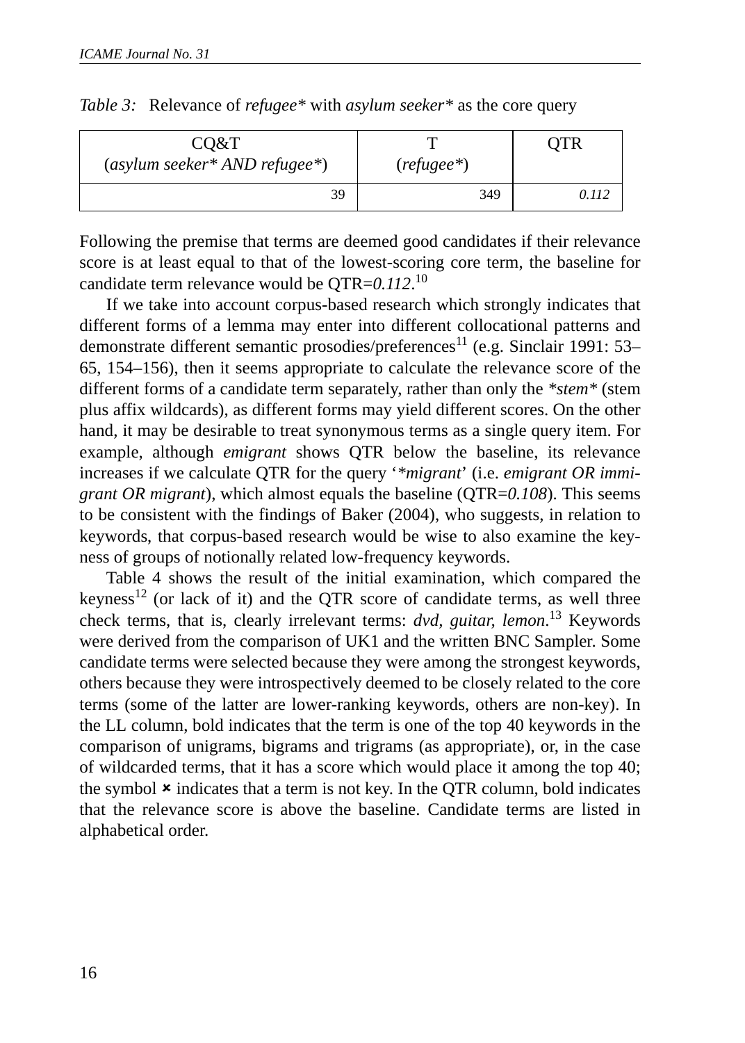*Table 3:* Relevance of *refugee\** with *asylum seeker\** as the core query

| CQ&T (*asylum seeker* AND refugee**) | T (*refugee**) | QTR |
|---|---|---|
| 39 | 349 | *0.112* |

Following the premise that terms are deemed good candidates if their relevance score is at least equal to that of the lowest-scoring core term, the baseline for candidate term relevance would be QTR=*0.112*.[10]

If we take into account corpus-based research which strongly indicates that different forms of a lemma may enter into different collocational patterns and demonstrate different semantic prosodies/preferences[11] (e.g. Sinclair 1991: 53–65, 154–156), then it seems appropriate to calculate the relevance score of the different forms of a candidate term separately, rather than only the *\*stem\** (stem plus affix wildcards), as different forms may yield different scores. On the other hand, it may be desirable to treat synonymous terms as a single query item. For example, although *emigrant* shows QTR below the baseline, its relevance increases if we calculate QTR for the query '*\*migrant*' (i.e. *emigrant OR immigrant OR migrant*), which almost equals the baseline (QTR=*0.108*). This seems to be consistent with the findings of Baker (2004), who suggests, in relation to keywords, that corpus-based research would be wise to also examine the keyness of groups of notionally related low-frequency keywords.

Table 4 shows the result of the initial examination, which compared the keyness[12] (or lack of it) and the QTR score of candidate terms, as well three check terms, that is, clearly irrelevant terms: *dvd, guitar, lemon*.[13] Keywords were derived from the comparison of UK1 and the written BNC Sampler. Some candidate terms were selected because they were among the strongest keywords, others because they were introspectively deemed to be closely related to the core terms (some of the latter are lower-ranking keywords, others are non-key). In the LL column, bold indicates that the term is one of the top 40 keywords in the comparison of unigrams, bigrams and trigrams (as appropriate), or, in the case of wildcarded terms, that it has a score which would place it among the top 40; the symbol ✖ indicates that a term is not key. In the QTR column, bold indicates that the relevance score is above the baseline. Candidate terms are listed in alphabetical order.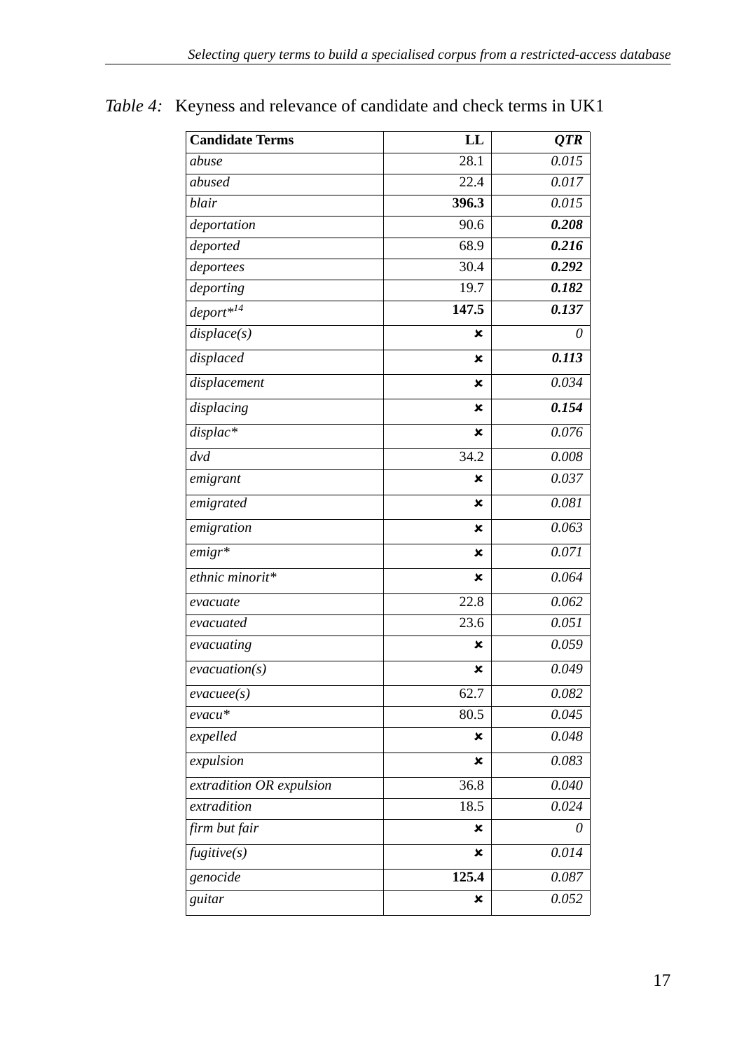*Table 4:* Keyness and relevance of candidate and check terms in UK1

| **Candidate Terms** | **LL** | ***QTR*** |
|---|---|---|
| *abuse* | 28.1 | *0.015* |
| *abused* | 22.4 | *0.017* |
| *blair* | **396.3** | *0.015* |
| *deportation* | 90.6 | ***0.208*** |
| *deported* | 68.9 | ***0.216*** |
| *deportees* | 30.4 | ***0.292*** |
| *deporting* | 19.7 | ***0.182*** |
| *deport*[14] | **147.5** | ***0.137*** |
| *displace(s)* | ✘ | *0* |
| *displaced* | ✘ | ***0.113*** |
| *displacement* | ✘ | *0.034* |
| *displacing* | ✘ | ***0.154*** |
| *displac** | ✘ | *0.076* |
| *dvd* | 34.2 | *0.008* |
| *emigrant* | ✘ | *0.037* |
| *emigrated* | ✘ | *0.081* |
| *emigration* | ✘ | *0.063* |
| *emigr** | ✘ | *0.071* |
| *ethnic minorit** | ✘ | *0.064* |
| *evacuate* | 22.8 | *0.062* |
| *evacuated* | 23.6 | *0.051* |
| *evacuating* | ✘ | *0.059* |
| *evacuation(s)* | ✘ | *0.049* |
| *evacuee(s)* | 62.7 | *0.082* |
| *evacu** | 80.5 | *0.045* |
| *expelled* | ✘ | *0.048* |
| *expulsion* | ✘ | *0.083* |
| *extradition OR expulsion* | 36.8 | *0.040* |
| *extradition* | 18.5 | *0.024* |
| *firm but fair* | ✘ | *0* |
| *fugitive(s)* | ✘ | *0.014* |
| *genocide* | **125.4** | *0.087* |
| *guitar* | ✘ | *0.052* |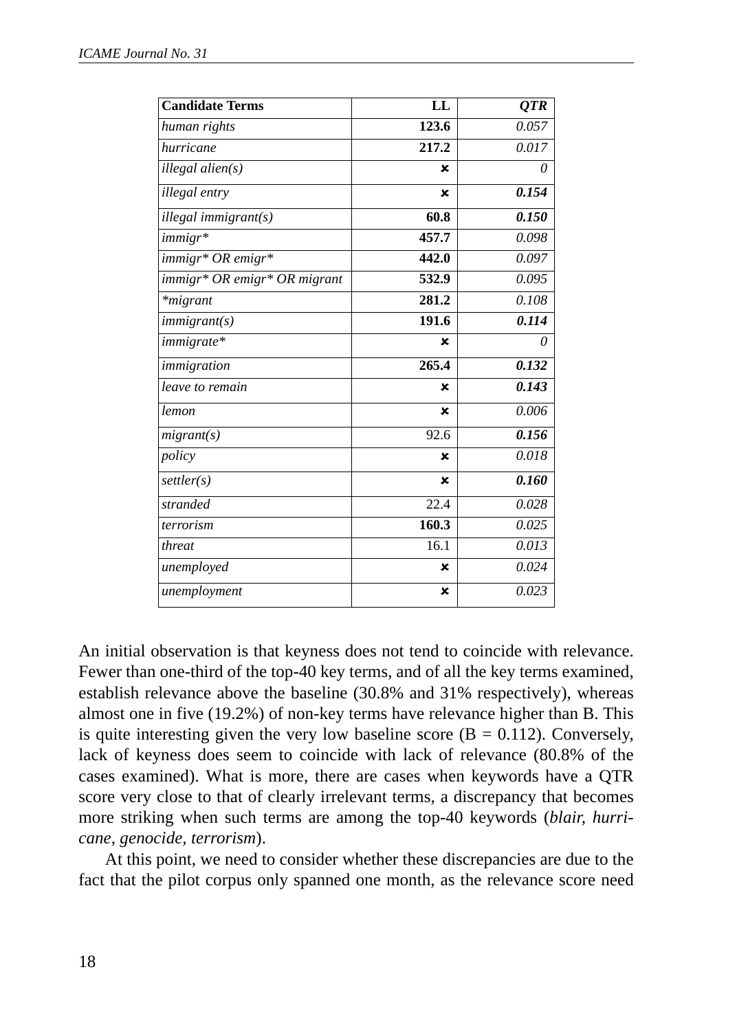| Candidate Terms | LL | *QTR* |
|---|---|---|
| *human rights* | **123.6** | *0.057* |
| *hurricane* | **217.2** | *0.017* |
| *illegal alien(s)* | ✗ | *0* |
| *illegal entry* | ✗ | ***0.154*** |
| *illegal immigrant(s)* | **60.8** | ***0.150*** |
| *immigr** | **457.7** | *0.098* |
| *immigr* OR emigr** | **442.0** | *0.097* |
| *immigr* OR emigr* OR migrant* | **532.9** | *0.095* |
| **migrant* | **281.2** | *0.108* |
| *immigrant(s)* | **191.6** | ***0.114*** |
| *immigrate** | ✗ | *0* |
| *immigration* | **265.4** | ***0.132*** |
| *leave to remain* | ✗ | ***0.143*** |
| *lemon* | ✗ | *0.006* |
| *migrant(s)* | 92.6 | ***0.156*** |
| *policy* | ✗ | *0.018* |
| *settler(s)* | ✗ | ***0.160*** |
| *stranded* | 22.4 | *0.028* |
| *terrorism* | **160.3** | *0.025* |
| *threat* | 16.1 | *0.013* |
| *unemployed* | ✗ | *0.024* |
| *unemployment* | ✗ | *0.023* |

An initial observation is that keyness does not tend to coincide with relevance. Fewer than one-third of the top-40 key terms, and of all the key terms examined, establish relevance above the baseline (30.8% and 31% respectively), whereas almost one in five (19.2%) of non-key terms have relevance higher than B. This is quite interesting given the very low baseline score (B = 0.112). Conversely, lack of keyness does seem to coincide with lack of relevance (80.8% of the cases examined). What is more, there are cases when keywords have a QTR score very close to that of clearly irrelevant terms, a discrepancy that becomes more striking when such terms are among the top-40 keywords (*blair, hurricane, genocide, terrorism*).

At this point, we need to consider whether these discrepancies are due to the fact that the pilot corpus only spanned one month, as the relevance score need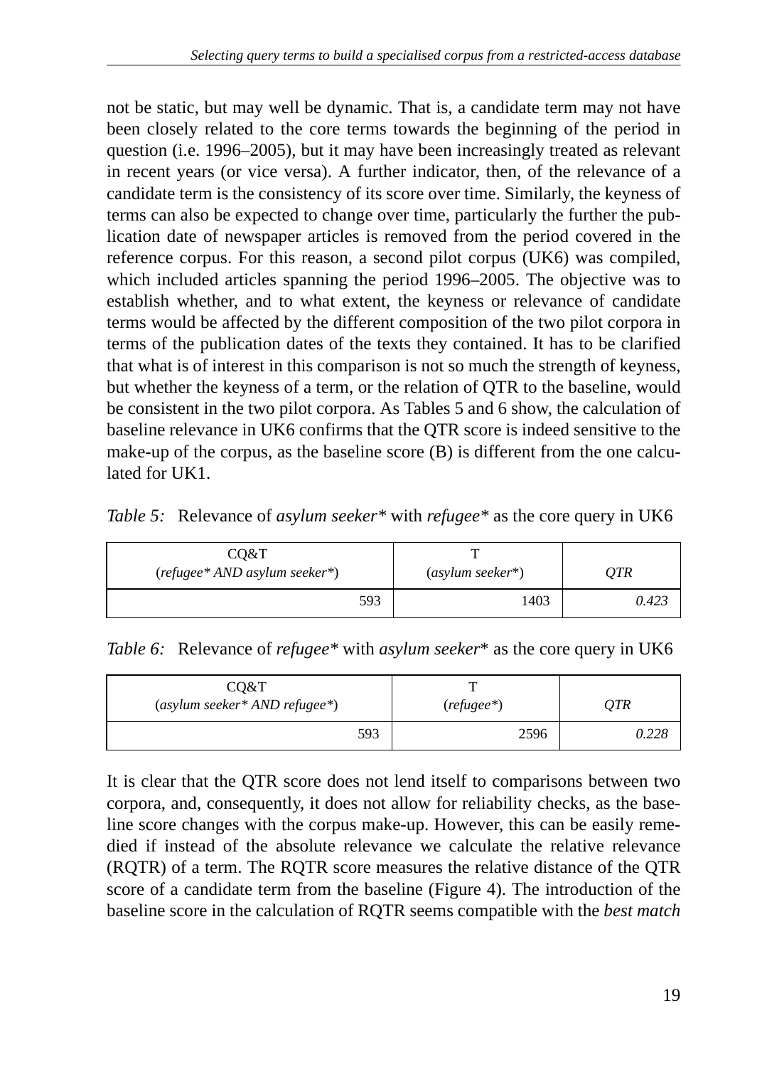not be static, but may well be dynamic. That is, a candidate term may not have been closely related to the core terms towards the beginning of the period in question (i.e. 1996–2005), but it may have been increasingly treated as relevant in recent years (or vice versa). A further indicator, then, of the relevance of a candidate term is the consistency of its score over time. Similarly, the keyness of terms can also be expected to change over time, particularly the further the publication date of newspaper articles is removed from the period covered in the reference corpus. For this reason, a second pilot corpus (UK6) was compiled, which included articles spanning the period 1996–2005. The objective was to establish whether, and to what extent, the keyness or relevance of candidate terms would be affected by the different composition of the two pilot corpora in terms of the publication dates of the texts they contained. It has to be clarified that what is of interest in this comparison is not so much the strength of keyness, but whether the keyness of a term, or the relation of QTR to the baseline, would be consistent in the two pilot corpora. As Tables 5 and 6 show, the calculation of baseline relevance in UK6 confirms that the QTR score is indeed sensitive to the make-up of the corpus, as the baseline score (B) is different from the one calculated for UK1.

*Table 5:* Relevance of *asylum seeker** with *refugee** as the core query in UK6

| CQ&T (*refugee* AND asylum seeker**) | T (*asylum seeker**) | *QTR* |
|---|---|---|
| 593 | 1403 | *0.423* |

*Table 6:* Relevance of *refugee** with *asylum seeker** as the core query in UK6

| CQ&T (*asylum seeker* AND refugee**) | T (*refugee**) | *QTR* |
|---|---|---|
| 593 | 2596 | *0.228* |

It is clear that the QTR score does not lend itself to comparisons between two corpora, and, consequently, it does not allow for reliability checks, as the baseline score changes with the corpus make-up. However, this can be easily remedied if instead of the absolute relevance we calculate the relative relevance (RQTR) of a term. The RQTR score measures the relative distance of the QTR score of a candidate term from the baseline (Figure 4). The introduction of the baseline score in the calculation of RQTR seems compatible with the *best match*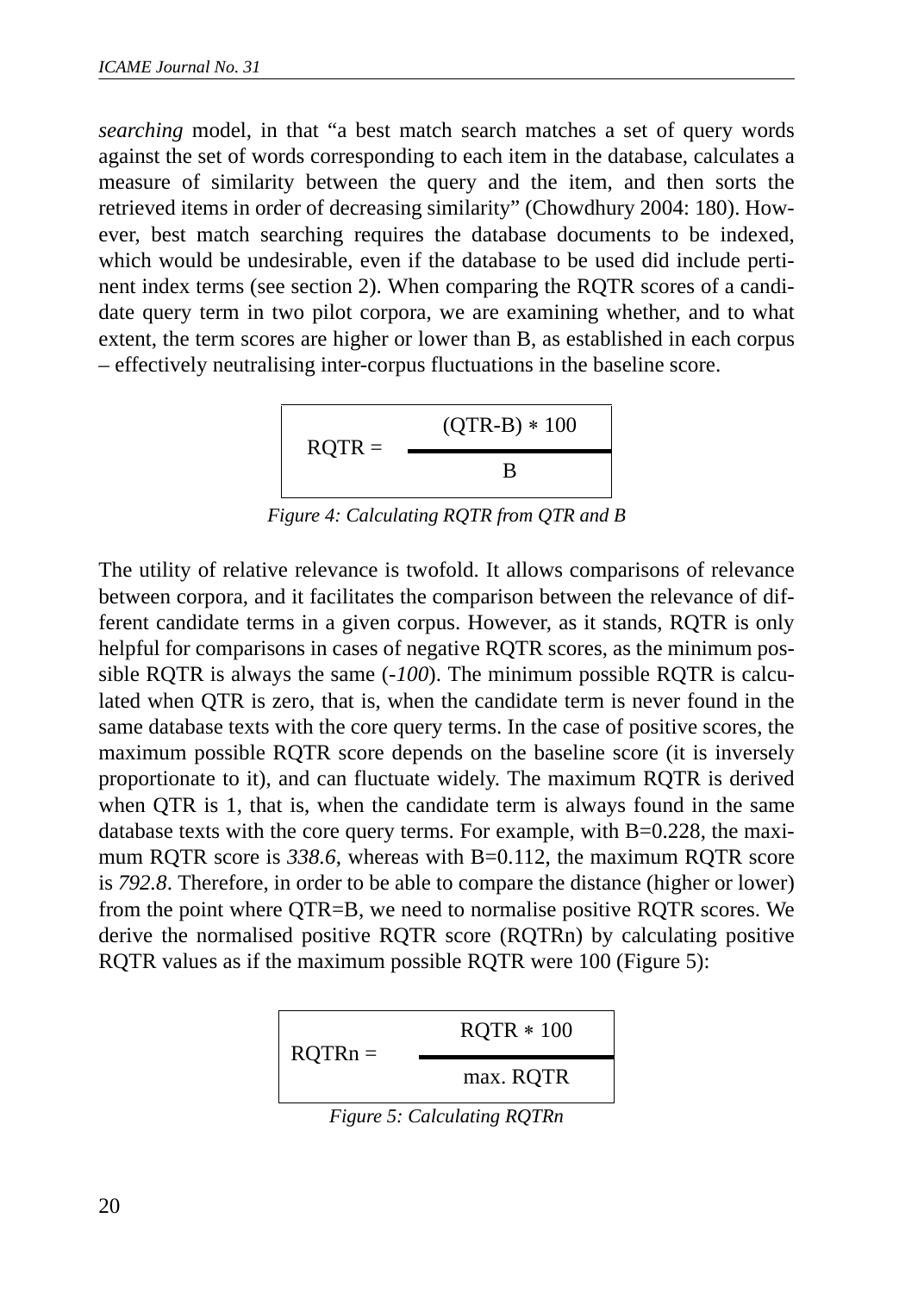*searching* model, in that “a best match search matches a set of query words against the set of words corresponding to each item in the database, calculates a measure of similarity between the query and the item, and then sorts the retrieved items in order of decreasing similarity” (Chowdhury 2004: 180). However, best match searching requires the database documents to be indexed, which would be undesirable, even if the database to be used did include pertinent index terms (see section 2). When comparing the RQTR scores of a candidate query term in two pilot corpora, we are examining whether, and to what extent, the term scores are higher or lower than B, as established in each corpus – effectively neutralising inter-corpus fluctuations in the baseline score.

$$RQTR = \frac{(QTR - B) * 100}{B}$$

*Figure 4: Calculating RQTR from QTR and B*

The utility of relative relevance is twofold. It allows comparisons of relevance between corpora, and it facilitates the comparison between the relevance of different candidate terms in a given corpus. However, as it stands, RQTR is only helpful for comparisons in cases of negative RQTR scores, as the minimum possible RQTR is always the same (*-100*). The minimum possible RQTR is calculated when QTR is zero, that is, when the candidate term is never found in the same database texts with the core query terms. In the case of positive scores, the maximum possible RQTR score depends on the baseline score (it is inversely proportionate to it), and can fluctuate widely. The maximum RQTR is derived when QTR is 1, that is, when the candidate term is always found in the same database texts with the core query terms. For example, with B=0.228, the maximum RQTR score is *338.6*, whereas with B=0.112, the maximum RQTR score is *792.8*. Therefore, in order to be able to compare the distance (higher or lower) from the point where QTR=B, we need to normalise positive RQTR scores. We derive the normalised positive RQTR score (RQTRn) by calculating positive RQTR values as if the maximum possible RQTR were 100 (Figure 5):

$$RQTRn = \frac{RQTR * 100}{\text{max. } RQTR}$$

*Figure 5: Calculating RQTRn*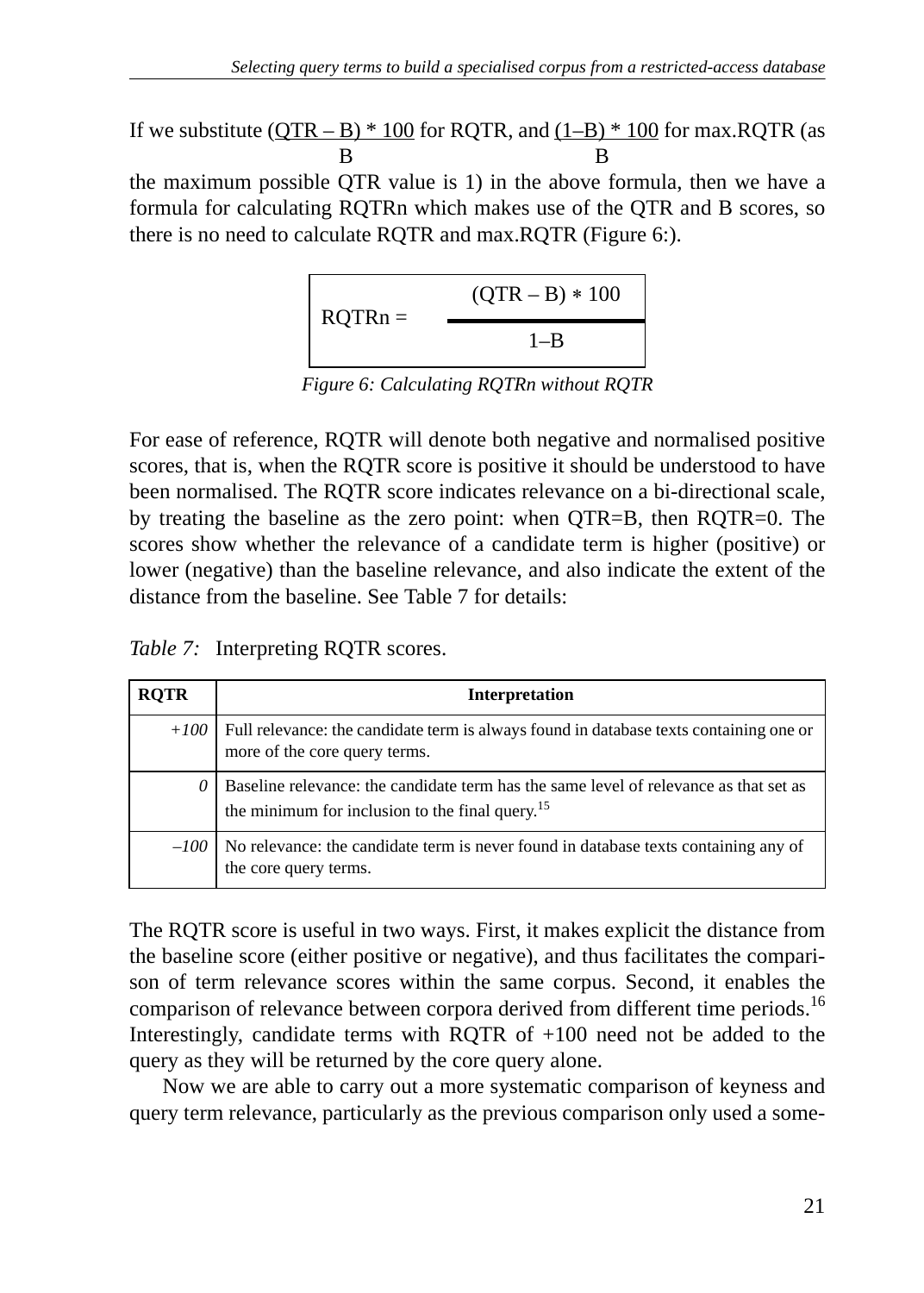If we substitute $\frac{(QTR - B) * 100}{B}$ for RQTR, and $\frac{(1-B) * 100}{B}$ for max.RQTR (as the maximum possible QTR value is 1) in the above formula, then we have a formula for calculating RQTRn which makes use of the QTR and B scores, so there is no need to calculate RQTR and max.RQTR (Figure 6:).

$$RQTRn = \frac{(QTR - B) * 100}{1-B}$$

*Figure 6: Calculating RQTRn without RQTR*

For ease of reference, RQTR will denote both negative and normalised positive scores, that is, when the RQTR score is positive it should be understood to have been normalised. The RQTR score indicates relevance on a bi-directional scale, by treating the baseline as the zero point: when QTR=B, then RQTR=0. The scores show whether the relevance of a candidate term is higher (positive) or lower (negative) than the baseline relevance, and also indicate the extent of the distance from the baseline. See Table 7 for details:

*Table 7:* Interpreting RQTR scores.

| RQTR | Interpretation |
|---|---|
| *+100* | Full relevance: the candidate term is always found in database texts containing one or more of the core query terms. |
| *0* | Baseline relevance: the candidate term has the same level of relevance as that set as the minimum for inclusion to the final query.[15] |
| *–100* | No relevance: the candidate term is never found in database texts containing any of the core query terms. |

The RQTR score is useful in two ways. First, it makes explicit the distance from the baseline score (either positive or negative), and thus facilitates the comparison of term relevance scores within the same corpus. Second, it enables the comparison of relevance between corpora derived from different time periods.[16] Interestingly, candidate terms with RQTR of +100 need not be added to the query as they will be returned by the core query alone.

Now we are able to carry out a more systematic comparison of keyness and query term relevance, particularly as the previous comparison only used a some-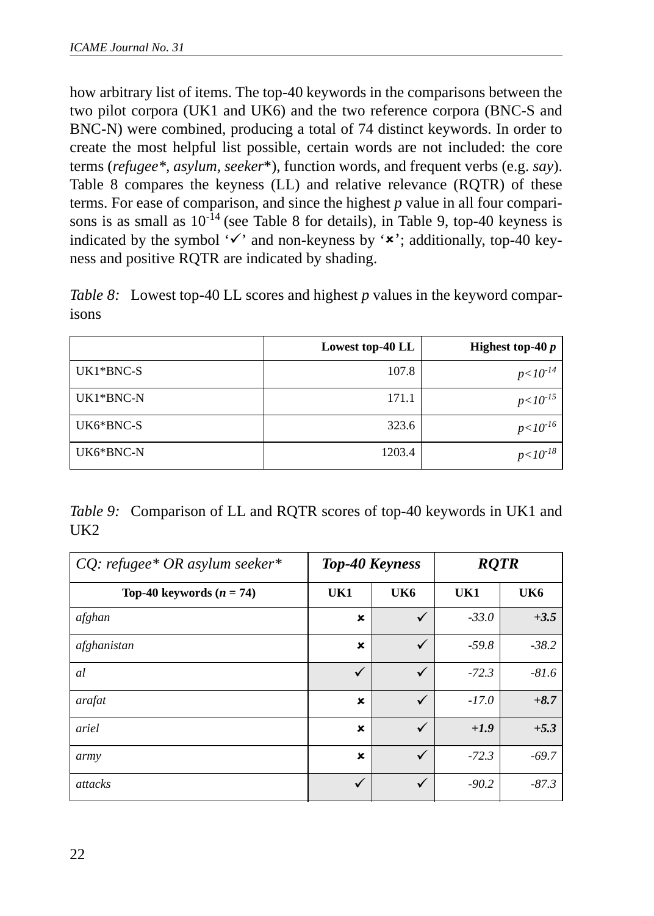how arbitrary list of items. The top-40 keywords in the comparisons between the two pilot corpora (UK1 and UK6) and the two reference corpora (BNC-S and BNC-N) were combined, producing a total of 74 distinct keywords. In order to create the most helpful list possible, certain words are not included: the core terms (*refugee\**, *asylum*, *seeker\**), function words, and frequent verbs (e.g. *say*). Table 8 compares the keyness (LL) and relative relevance (RQTR) of these terms. For ease of comparison, and since the highest *p* value in all four comparisons is as small as $10^{-14}$ (see Table 8 for details), in Table 9, top-40 keyness is indicated by the symbol '✓' and non-keyness by '✗'; additionally, top-40 keyness and positive RQTR are indicated by shading.

*Table 8:* Lowest top-40 LL scores and highest *p* values in the keyword comparisons

| | **Lowest top-40 LL** | **Highest top-40 *p*** |
|---|---:|---:|
| UK1*BNC-S | 107.8 | $p<10^{-14}$ |
| UK1*BNC-N | 171.1 | $p<10^{-15}$ |
| UK6*BNC-S | 323.6 | $p<10^{-16}$ |
| UK6*BNC-N | 1203.4 | $p<10^{-18}$ |

*Table 9:* Comparison of LL and RQTR scores of top-40 keywords in UK1 and UK2

| *CQ: refugee\* OR asylum seeker\** | ***Top-40 Keyness*** | | ***RQTR*** | |
|---|---|---|---|---|
| **Top-40 keywords ($n$ = 74)** | **UK1** | **UK6** | **UK1** | **UK6** |
| *afghan* | ✗ | ✓ | *-33.0* | ***+3.5*** |
| *afghanistan* | ✗ | ✓ | *-59.8* | *-38.2* |
| *al* | ✓ | ✓ | *-72.3* | *-81.6* |
| *arafat* | ✗ | ✓ | *-17.0* | ***+8.7*** |
| *ariel* | ✗ | ✓ | ***+1.9*** | ***+5.3*** |
| *army* | ✗ | ✓ | *-72.3* | *-69.7* |
| *attacks* | ✓ | ✓ | *-90.2* | *-87.3* |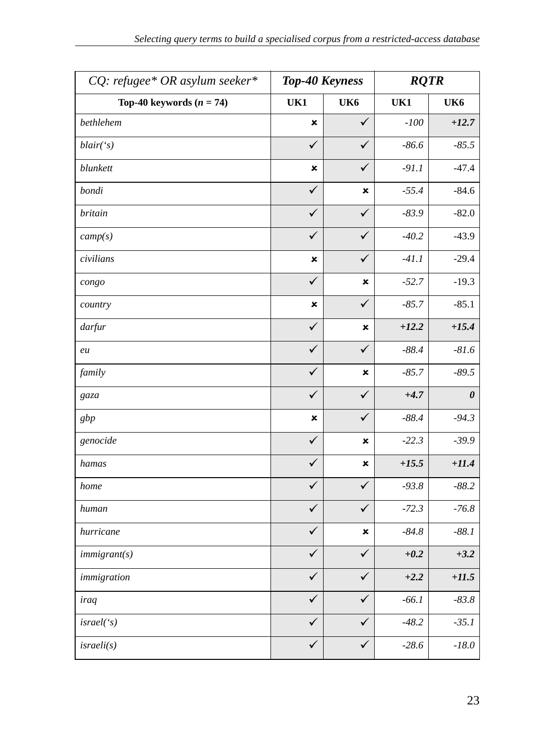| *CQ: refugee* OR asylum seeker** | ***Top-40 Keyness*** | | ***RQTR*** | |
|---|---|---|---|---|
| **Top-40 keywords (*n* = 74)** | **UK1** | **UK6** | **UK1** | **UK6** |
| *bethlehem* | ✗ | ✓ | *-100* | ***+12.7*** |
| *blair('s)* | ✓ | ✓ | *-86.6* | *-85.5* |
| *blunkett* | ✗ | ✓ | *-91.1* | -47.4 |
| *bondi* | ✓ | ✗ | *-55.4* | -84.6 |
| *britain* | ✓ | ✓ | *-83.9* | -82.0 |
| *camp(s)* | ✓ | ✓ | *-40.2* | -43.9 |
| *civilians* | ✗ | ✓ | *-41.1* | -29.4 |
| *congo* | ✓ | ✗ | *-52.7* | -19.3 |
| *country* | ✗ | ✓ | *-85.7* | -85.1 |
| *darfur* | ✓ | ✗ | ***+12.2*** | ***+15.4*** |
| *eu* | ✓ | ✓ | *-88.4* | *-81.6* |
| *family* | ✓ | ✗ | *-85.7* | *-89.5* |
| *gaza* | ✓ | ✓ | ***+4.7*** | ***0*** |
| *gbp* | ✗ | ✓ | *-88.4* | *-94.3* |
| *genocide* | ✓ | ✗ | *-22.3* | *-39.9* |
| *hamas* | ✓ | ✗ | ***+15.5*** | ***+11.4*** |
| *home* | ✓ | ✓ | *-93.8* | *-88.2* |
| *human* | ✓ | ✓ | *-72.3* | *-76.8* |
| *hurricane* | ✓ | ✗ | *-84.8* | *-88.1* |
| *immigrant(s)* | ✓ | ✓ | ***+0.2*** | ***+3.2*** |
| *immigration* | ✓ | ✓ | ***+2.2*** | ***+11.5*** |
| *iraq* | ✓ | ✓ | *-66.1* | *-83.8* |
| *israel('s)* | ✓ | ✓ | *-48.2* | *-35.1* |
| *israeli(s)* | ✓ | ✓ | *-28.6* | *-18.0* |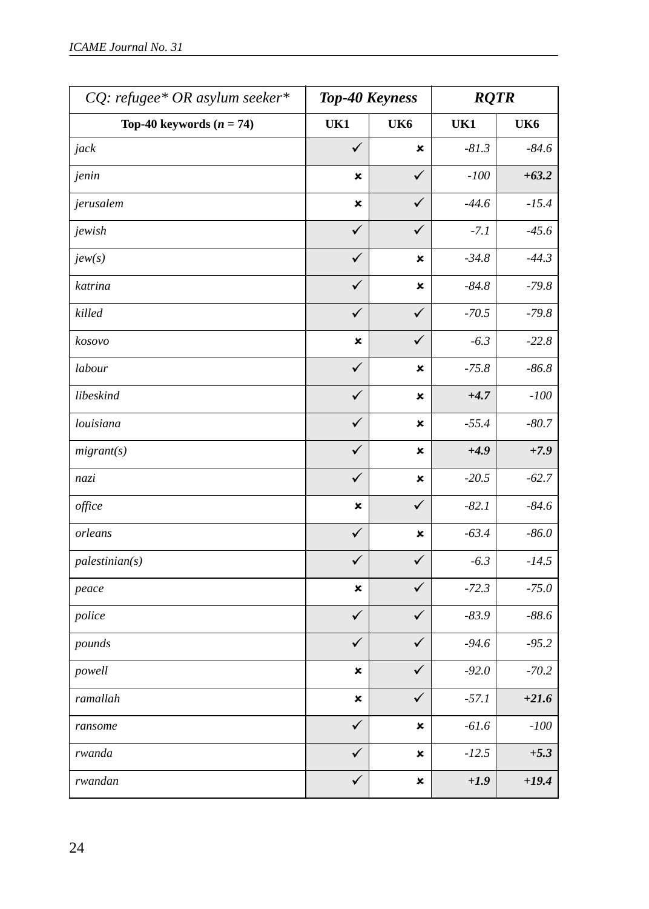| *CQ: refugee\* OR asylum seeker\** | ***Top-40 Keyness*** | | ***RQTR*** | |
|---|---|---|---|---|
| **Top-40 keywords (*n* = 74)** | **UK1** | **UK6** | **UK1** | **UK6** |
| *jack* | ✓ | ✗ | *-81.3* | *-84.6* |
| *jenin* | ✗ | ✓ | *-100* | ***+63.2*** |
| *jerusalem* | ✗ | ✓ | *-44.6* | *-15.4* |
| *jewish* | ✓ | ✓ | *-7.1* | *-45.6* |
| *jew(s)* | ✓ | ✗ | *-34.8* | *-44.3* |
| *katrina* | ✓ | ✗ | *-84.8* | *-79.8* |
| *killed* | ✓ | ✓ | *-70.5* | *-79.8* |
| *kosovo* | ✗ | ✓ | *-6.3* | *-22.8* |
| *labour* | ✓ | ✗ | *-75.8* | *-86.8* |
| *libeskind* | ✓ | ✗ | ***+4.7*** | *-100* |
| *louisiana* | ✓ | ✗ | *-55.4* | *-80.7* |
| *migrant(s)* | ✓ | ✗ | ***+4.9*** | ***+7.9*** |
| *nazi* | ✓ | ✗ | *-20.5* | *-62.7* |
| *office* | ✗ | ✓ | *-82.1* | *-84.6* |
| *orleans* | ✓ | ✗ | *-63.4* | *-86.0* |
| *palestinian(s)* | ✓ | ✓ | *-6.3* | *-14.5* |
| *peace* | ✗ | ✓ | *-72.3* | *-75.0* |
| *police* | ✓ | ✓ | *-83.9* | *-88.6* |
| *pounds* | ✓ | ✓ | *-94.6* | *-95.2* |
| *powell* | ✗ | ✓ | *-92.0* | *-70.2* |
| *ramallah* | ✗ | ✓ | *-57.1* | ***+21.6*** |
| *ransome* | ✓ | ✗ | *-61.6* | *-100* |
| *rwanda* | ✓ | ✗ | *-12.5* | ***+5.3*** |
| *rwandan* | ✓ | ✗ | ***+1.9*** | ***+19.4*** |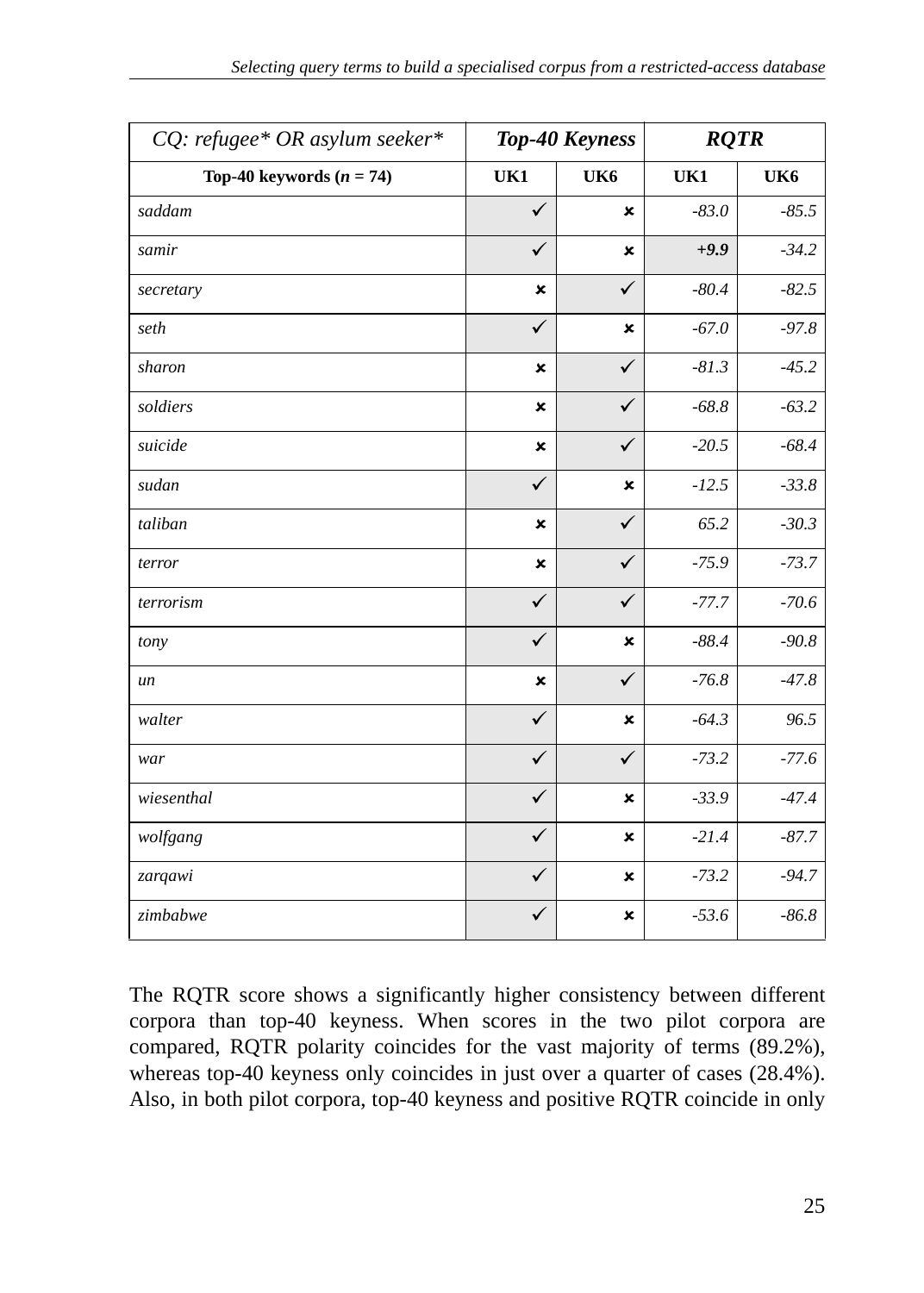| *CQ: refugee\* OR asylum seeker\** | *Top-40 Keyness* | | *RQTR* | |
|---|---|---|---|---|
| **Top-40 keywords (*n* = 74)** | **UK1** | **UK6** | **UK1** | **UK6** |
| *saddam* | ✓ | ✗ | *-83.0* | *-85.5* |
| *samir* | ✓ | ✗ | ***+9.9*** | *-34.2* |
| *secretary* | ✗ | ✓ | *-80.4* | *-82.5* |
| *seth* | ✓ | ✗ | *-67.0* | *-97.8* |
| *sharon* | ✗ | ✓ | *-81.3* | *-45.2* |
| *soldiers* | ✗ | ✓ | *-68.8* | *-63.2* |
| *suicide* | ✗ | ✓ | *-20.5* | *-68.4* |
| *sudan* | ✓ | ✗ | *-12.5* | *-33.8* |
| *taliban* | ✗ | ✓ | *65.2* | *-30.3* |
| *terror* | ✗ | ✓ | *-75.9* | *-73.7* |
| *terrorism* | ✓ | ✓ | *-77.7* | *-70.6* |
| *tony* | ✓ | ✗ | *-88.4* | *-90.8* |
| *un* | ✗ | ✓ | *-76.8* | *-47.8* |
| *walter* | ✓ | ✗ | *-64.3* | *96.5* |
| *war* | ✓ | ✓ | *-73.2* | *-77.6* |
| *wiesenthal* | ✓ | ✗ | *-33.9* | *-47.4* |
| *wolfgang* | ✓ | ✗ | *-21.4* | *-87.7* |
| *zarqawi* | ✓ | ✗ | *-73.2* | *-94.7* |
| *zimbabwe* | ✓ | ✗ | *-53.6* | *-86.8* |

The RQTR score shows a significantly higher consistency between different corpora than top-40 keyness. When scores in the two pilot corpora are compared, RQTR polarity coincides for the vast majority of terms (89.2%), whereas top-40 keyness only coincides in just over a quarter of cases (28.4%). Also, in both pilot corpora, top-40 keyness and positive RQTR coincide in only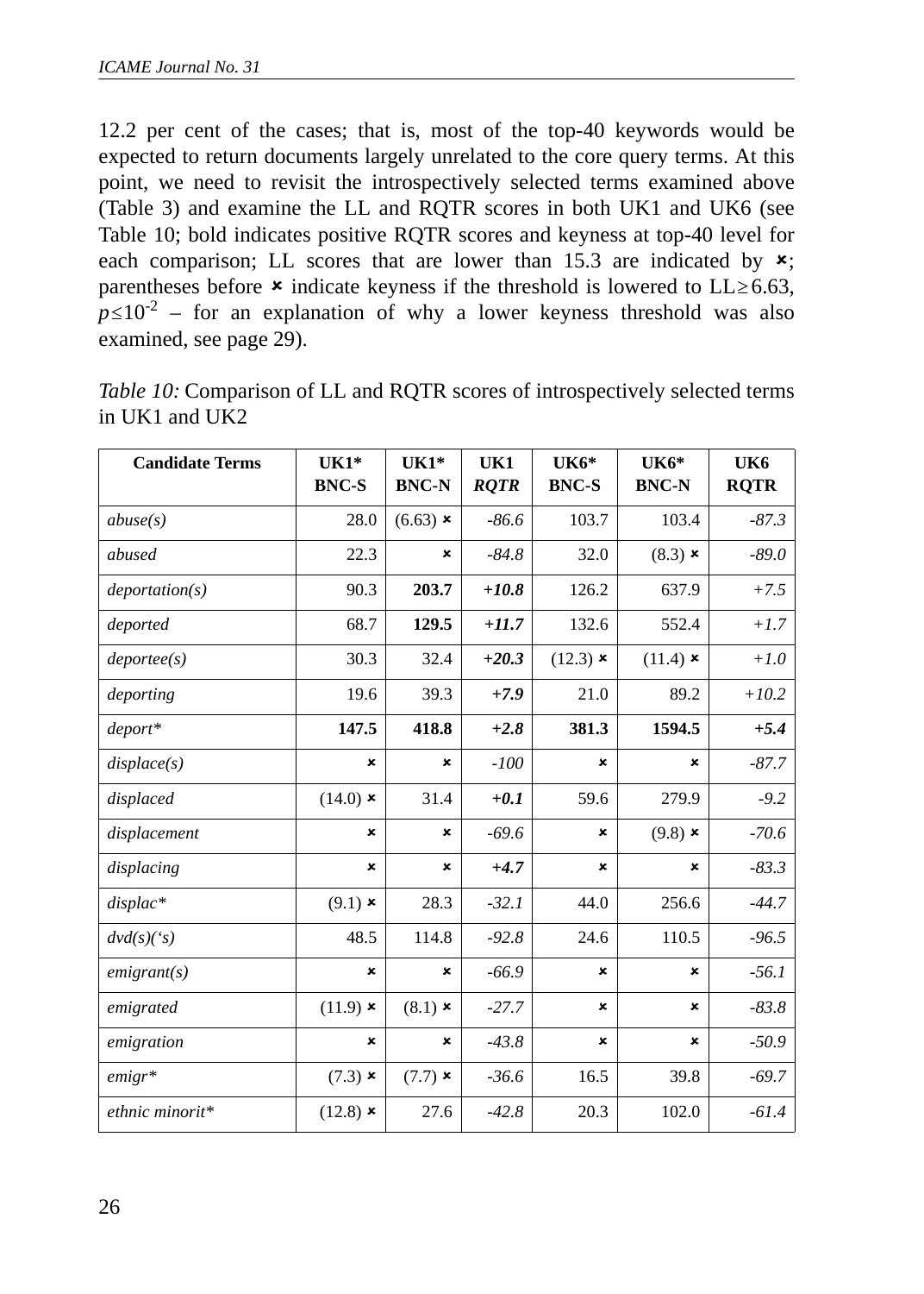12.2 per cent of the cases; that is, most of the top-40 keywords would be expected to return documents largely unrelated to the core query terms. At this point, we need to revisit the introspectively selected terms examined above (Table 3) and examine the LL and RQTR scores in both UK1 and UK6 (see Table 10; bold indicates positive RQTR scores and keyness at top-40 level for each comparison; LL scores that are lower than 15.3 are indicated by ×; parentheses before × indicate keyness if the threshold is lowered to LL≥6.63, $p \leq 10^{-2}$ – for an explanation of why a lower keyness threshold was also examined, see page 29).

*Table 10:* Comparison of LL and RQTR scores of introspectively selected terms in UK1 and UK2

| Candidate Terms | UK1* BNC-S | UK1* BNC-N | UK1 *RQTR* | UK6* BNC-S | UK6* BNC-N | UK6 RQTR |
|---|---|---|---|---|---|---|
| *abuse(s)* | 28.0 | (6.63) × | *-86.6* | 103.7 | 103.4 | *-87.3* |
| *abused* | 22.3 | × | *-84.8* | 32.0 | (8.3) × | *-89.0* |
| *deportation(s)* | 90.3 | **203.7** | ***+10.8*** | 126.2 | 637.9 | *+7.5* |
| *deported* | 68.7 | **129.5** | ***+11.7*** | 132.6 | 552.4 | *+1.7* |
| *deportee(s)* | 30.3 | 32.4 | ***+20.3*** | (12.3) × | (11.4) × | *+1.0* |
| *deporting* | 19.6 | 39.3 | ***+7.9*** | 21.0 | 89.2 | *+10.2* |
| *deport** | **147.5** | **418.8** | ***+2.8*** | **381.3** | **1594.5** | ***+5.4*** |
| *displace(s)* | × | × | *-100* | × | × | *-87.7* |
| *displaced* | (14.0) × | 31.4 | ***+0.1*** | 59.6 | 279.9 | *-9.2* |
| *displacement* | × | × | *-69.6* | × | (9.8) × | *-70.6* |
| *displacing* | × | × | ***+4.7*** | × | × | *-83.3* |
| *displac** | (9.1) × | 28.3 | *-32.1* | 44.0 | 256.6 | *-44.7* |
| *dvd(s)('s)* | 48.5 | 114.8 | *-92.8* | 24.6 | 110.5 | *-96.5* |
| *emigrant(s)* | × | × | *-66.9* | × | × | *-56.1* |
| *emigrated* | (11.9) × | (8.1) × | *-27.7* | × | × | *-83.8* |
| *emigration* | × | × | *-43.8* | × | × | *-50.9* |
| *emigr** | (7.3) × | (7.7) × | *-36.6* | 16.5 | 39.8 | *-69.7* |
| *ethnic minorit** | (12.8) × | 27.6 | *-42.8* | 20.3 | 102.0 | *-61.4* |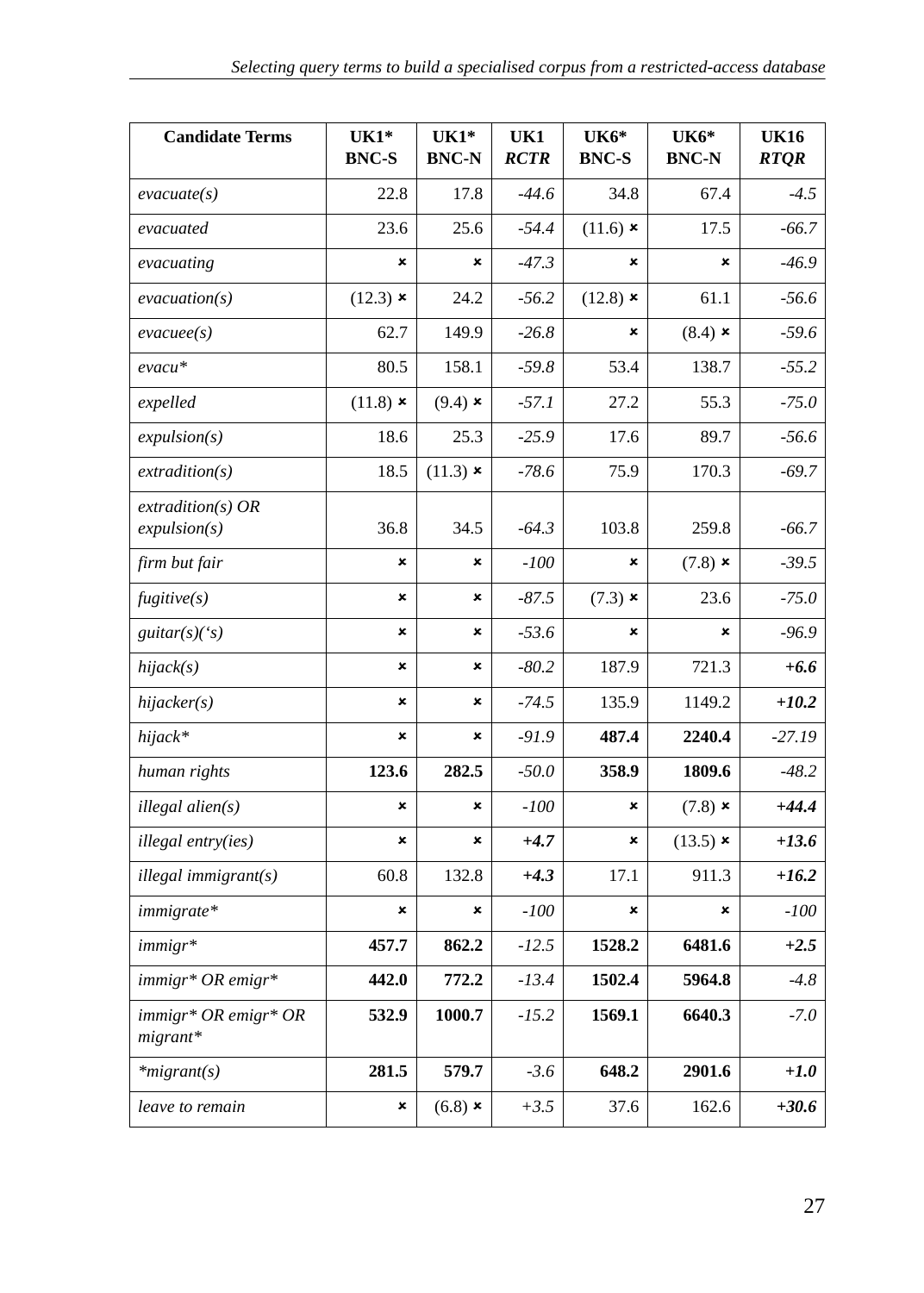| **Candidate Terms** | **UK1\* BNC-S** | **UK1\* BNC-N** | **UK1 *RCTR*** | **UK6\* BNC-S** | **UK6\* BNC-N** | **UK16 *RTQR*** |
|---|---|---|---|---|---|---|
| *evacuate(s)* | 22.8 | 17.8 | *-44.6* | 34.8 | 67.4 | *-4.5* |
| *evacuated* | 23.6 | 25.6 | *-54.4* | (11.6) × | 17.5 | *-66.7* |
| *evacuating* | × | × | *-47.3* | × | × | *-46.9* |
| *evacuation(s)* | (12.3) × | 24.2 | *-56.2* | (12.8) × | 61.1 | *-56.6* |
| *evacuee(s)* | 62.7 | 149.9 | *-26.8* | × | (8.4) × | *-59.6* |
| *evacu\** | 80.5 | 158.1 | *-59.8* | 53.4 | 138.7 | *-55.2* |
| *expelled* | (11.8) × | (9.4) × | *-57.1* | 27.2 | 55.3 | *-75.0* |
| *expulsion(s)* | 18.6 | 25.3 | *-25.9* | 17.6 | 89.7 | *-56.6* |
| *extradition(s)* | 18.5 | (11.3) × | *-78.6* | 75.9 | 170.3 | *-69.7* |
| *extradition(s) OR expulsion(s)* | 36.8 | 34.5 | *-64.3* | 103.8 | 259.8 | *-66.7* |
| *firm but fair* | × | × | *-100* | × | (7.8) × | *-39.5* |
| *fugitive(s)* | × | × | *-87.5* | (7.3) × | 23.6 | *-75.0* |
| *guitar(s)('s)* | × | × | *-53.6* | × | × | *-96.9* |
| *hijack(s)* | × | × | *-80.2* | 187.9 | 721.3 | ***+6.6*** |
| *hijacker(s)* | × | × | *-74.5* | 135.9 | 1149.2 | ***+10.2*** |
| *hijack\** | × | × | *-91.9* | **487.4** | **2240.4** | *-27.19* |
| *human rights* | **123.6** | **282.5** | *-50.0* | **358.9** | **1809.6** | *-48.2* |
| *illegal alien(s)* | × | × | *-100* | × | (7.8) × | ***+44.4*** |
| *illegal entry(ies)* | × | × | ***+4.7*** | × | (13.5) × | ***+13.6*** |
| *illegal immigrant(s)* | 60.8 | 132.8 | ***+4.3*** | 17.1 | 911.3 | ***+16.2*** |
| *immigrate\** | × | × | *-100* | × | × | *-100* |
| *immigr\** | **457.7** | **862.2** | *-12.5* | **1528.2** | **6481.6** | ***+2.5*** |
| *immigr\* OR emigr\** | **442.0** | **772.2** | *-13.4* | **1502.4** | **5964.8** | *-4.8* |
| *immigr\* OR emigr\* OR migrant\** | **532.9** | **1000.7** | *-15.2* | **1569.1** | **6640.3** | *-7.0* |
| *\*migrant(s)* | **281.5** | **579.7** | *-3.6* | **648.2** | **2901.6** | ***+1.0*** |
| *leave to remain* | × | (6.8) × | *+3.5* | 37.6 | 162.6 | ***+30.6*** |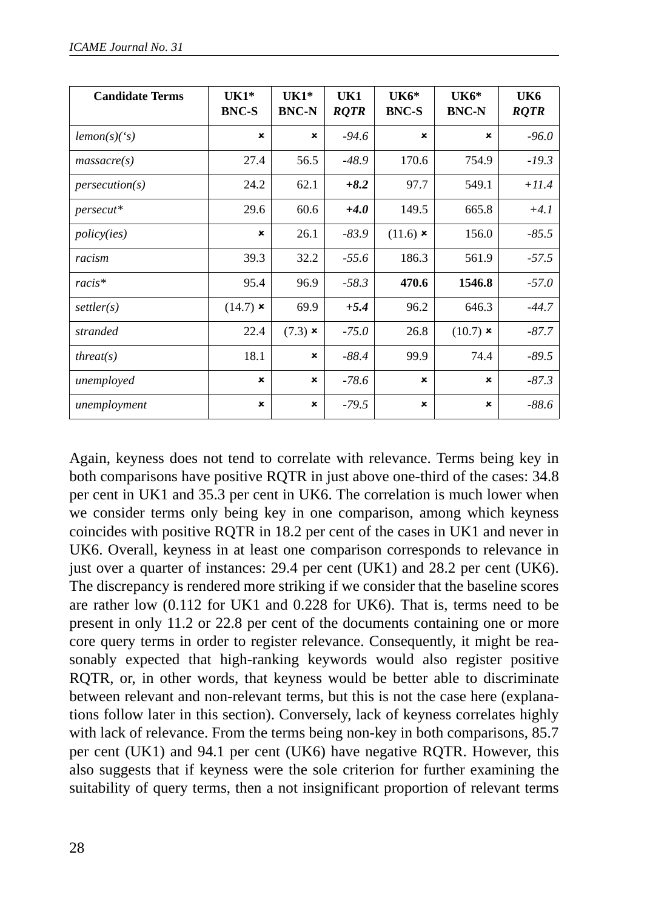| Candidate Terms | UK1* BNC-S | UK1* BNC-N | UK1 *RQTR* | UK6* BNC-S | UK6* BNC-N | UK6 *RQTR* |
|---|---|---|---|---|---|---|
| *lemon(s)('s)* | × | × | *-94.6* | × | × | *-96.0* |
| *massacre(s)* | 27.4 | 56.5 | *-48.9* | 170.6 | 754.9 | *-19.3* |
| *persecution(s)* | 24.2 | 62.1 | ***+8.2*** | 97.7 | 549.1 | *+11.4* |
| *persecut** | 29.6 | 60.6 | ***+4.0*** | 149.5 | 665.8 | *+4.1* |
| *policy(ies)* | × | 26.1 | *-83.9* | (11.6) × | 156.0 | *-85.5* |
| *racism* | 39.3 | 32.2 | *-55.6* | 186.3 | 561.9 | *-57.5* |
| *racis** | 95.4 | 96.9 | *-58.3* | **470.6** | **1546.8** | *-57.0* |
| *settler(s)* | (14.7) × | 69.9 | ***+5.4*** | 96.2 | 646.3 | *-44.7* |
| *stranded* | 22.4 | (7.3) × | *-75.0* | 26.8 | (10.7) × | *-87.7* |
| *threat(s)* | 18.1 | × | *-88.4* | 99.9 | 74.4 | *-89.5* |
| *unemployed* | × | × | *-78.6* | × | × | *-87.3* |
| *unemployment* | × | × | *-79.5* | × | × | *-88.6* |

Again, keyness does not tend to correlate with relevance. Terms being key in both comparisons have positive RQTR in just above one-third of the cases: 34.8 per cent in UK1 and 35.3 per cent in UK6. The correlation is much lower when we consider terms only being key in one comparison, among which keyness coincides with positive RQTR in 18.2 per cent of the cases in UK1 and never in UK6. Overall, keyness in at least one comparison corresponds to relevance in just over a quarter of instances: 29.4 per cent (UK1) and 28.2 per cent (UK6). The discrepancy is rendered more striking if we consider that the baseline scores are rather low (0.112 for UK1 and 0.228 for UK6). That is, terms need to be present in only 11.2 or 22.8 per cent of the documents containing one or more core query terms in order to register relevance. Consequently, it might be reasonably expected that high-ranking keywords would also register positive RQTR, or, in other words, that keyness would be better able to discriminate between relevant and non-relevant terms, but this is not the case here (explanations follow later in this section). Conversely, lack of keyness correlates highly with lack of relevance. From the terms being non-key in both comparisons, 85.7 per cent (UK1) and 94.1 per cent (UK6) have negative RQTR. However, this also suggests that if keyness were the sole criterion for further examining the suitability of query terms, then a not insignificant proportion of relevant terms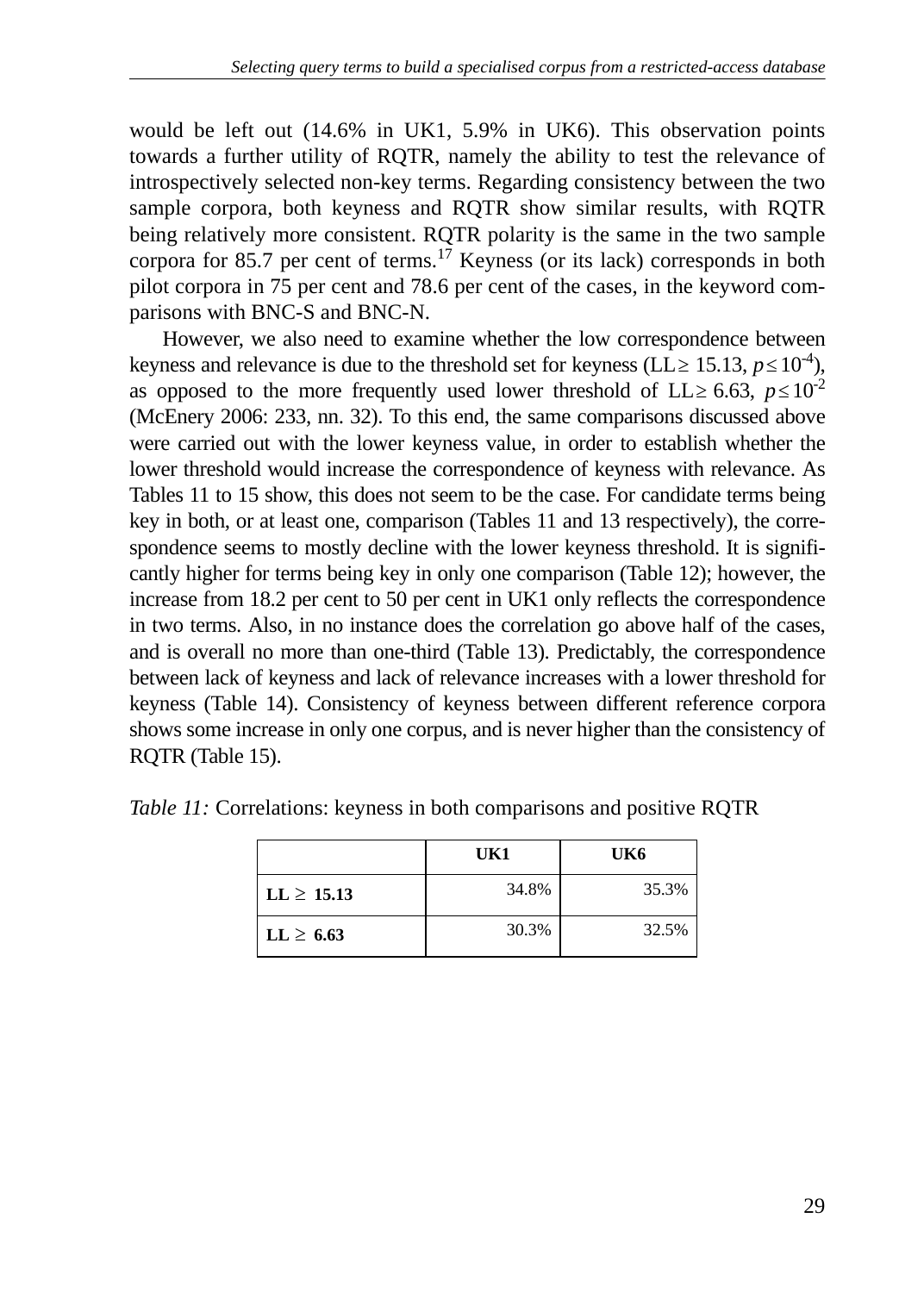would be left out (14.6% in UK1, 5.9% in UK6). This observation points towards a further utility of RQTR, namely the ability to test the relevance of introspectively selected non-key terms. Regarding consistency between the two sample corpora, both keyness and RQTR show similar results, with RQTR being relatively more consistent. RQTR polarity is the same in the two sample corpora for 85.7 per cent of terms.[17] Keyness (or its lack) corresponds in both pilot corpora in 75 per cent and 78.6 per cent of the cases, in the keyword comparisons with BNC-S and BNC-N.

However, we also need to examine whether the low correspondence between keyness and relevance is due to the threshold set for keyness ($LL \geq 15.13$, $p \leq 10^{-4}$), as opposed to the more frequently used lower threshold of $LL \geq 6.63$, $p \leq 10^{-2}$ (McEnery 2006: 233, nn. 32). To this end, the same comparisons discussed above were carried out with the lower keyness value, in order to establish whether the lower threshold would increase the correspondence of keyness with relevance. As Tables 11 to 15 show, this does not seem to be the case. For candidate terms being key in both, or at least one, comparison (Tables 11 and 13 respectively), the correspondence seems to mostly decline with the lower keyness threshold. It is significantly higher for terms being key in only one comparison (Table 12); however, the increase from 18.2 per cent to 50 per cent in UK1 only reflects the correspondence in two terms. Also, in no instance does the correlation go above half of the cases, and is overall no more than one-third (Table 13). Predictably, the correspondence between lack of keyness and lack of relevance increases with a lower threshold for keyness (Table 14). Consistency of keyness between different reference corpora shows some increase in only one corpus, and is never higher than the consistency of RQTR (Table 15).

*Table 11:* Correlations: keyness in both comparisons and positive RQTR

| | **UK1** | **UK6** |
|---|---|---|
| **LL ≥ 15.13** | 34.8% | 35.3% |
| **LL ≥ 6.63** | 30.3% | 32.5% |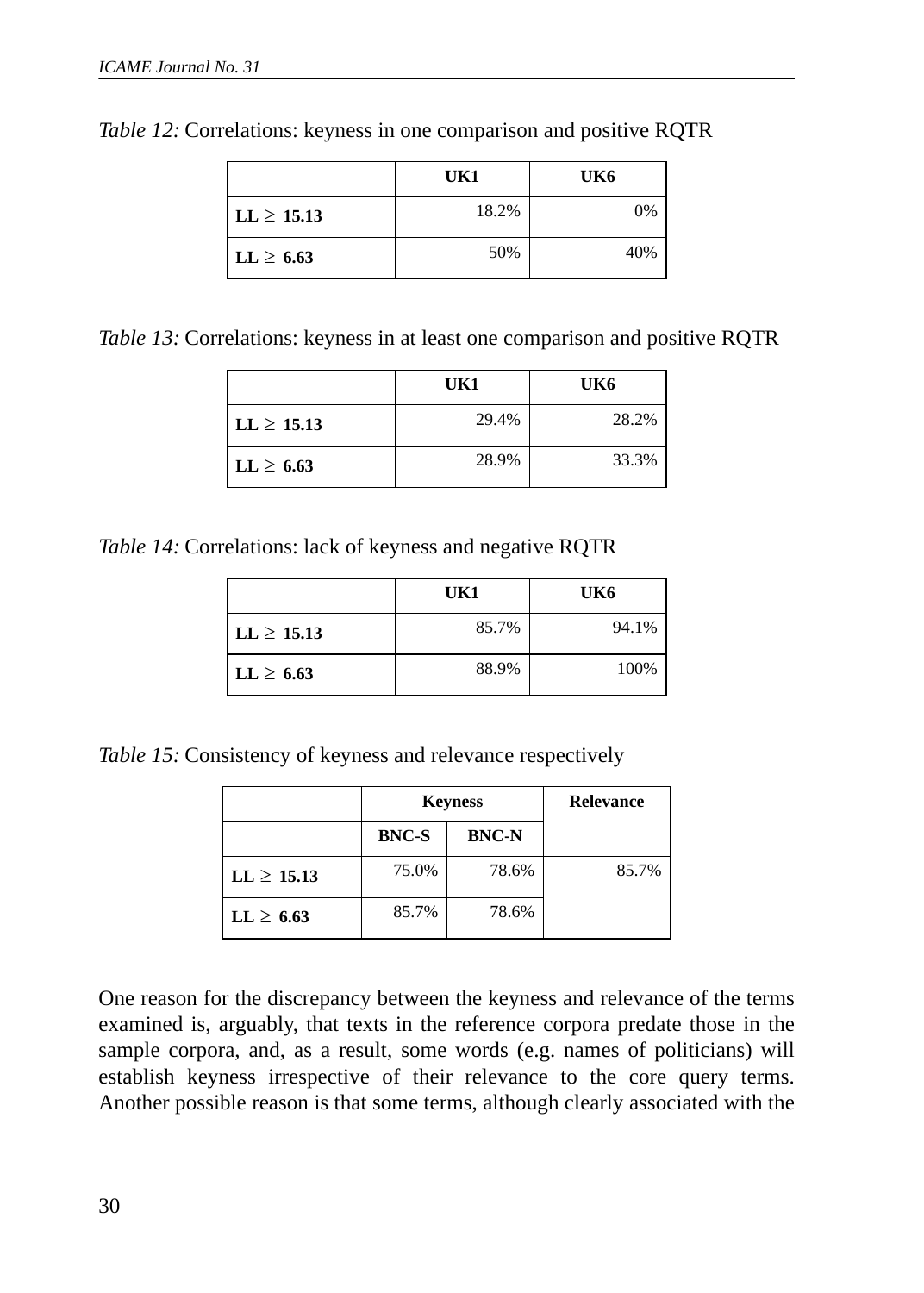*Table 12:* Correlations: keyness in one comparison and positive RQTR

| | UK1 | UK6 |
|---|---|---|
| **LL ≥ 15.13** | 18.2% | 0% |
| **LL ≥ 6.63** | 50% | 40% |

*Table 13:* Correlations: keyness in at least one comparison and positive RQTR

| | UK1 | UK6 |
|---|---|---|
| **LL ≥ 15.13** | 29.4% | 28.2% |
| **LL ≥ 6.63** | 28.9% | 33.3% |

*Table 14:* Correlations: lack of keyness and negative RQTR

| | UK1 | UK6 |
|---|---|---|
| **LL ≥ 15.13** | 85.7% | 94.1% |
| **LL ≥ 6.63** | 88.9% | 100% |

*Table 15:* Consistency of keyness and relevance respectively

| | Keyness | | Relevance |
|---|---|---|---|
| | **BNC-S** | **BNC-N** | |
| **LL ≥ 15.13** | 75.0% | 78.6% | 85.7% |
| **LL ≥ 6.63** | 85.7% | 78.6% | |

One reason for the discrepancy between the keyness and relevance of the terms examined is, arguably, that texts in the reference corpora predate those in the sample corpora, and, as a result, some words (e.g. names of politicians) will establish keyness irrespective of their relevance to the core query terms. Another possible reason is that some terms, although clearly associated with the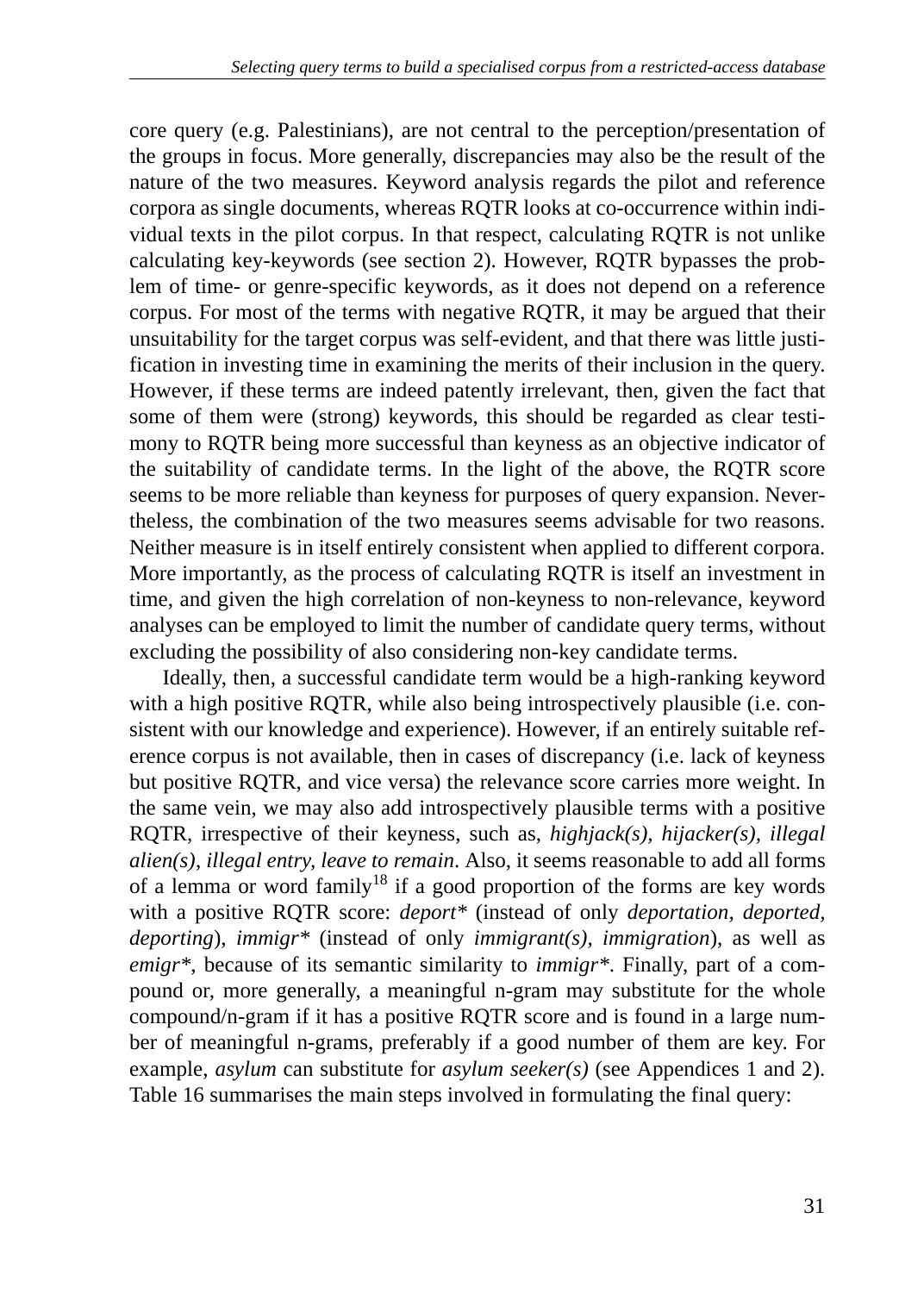core query (e.g. Palestinians), are not central to the perception/presentation of the groups in focus. More generally, discrepancies may also be the result of the nature of the two measures. Keyword analysis regards the pilot and reference corpora as single documents, whereas RQTR looks at co-occurrence within individual texts in the pilot corpus. In that respect, calculating RQTR is not unlike calculating key-keywords (see section 2). However, RQTR bypasses the problem of time- or genre-specific keywords, as it does not depend on a reference corpus. For most of the terms with negative RQTR, it may be argued that their unsuitability for the target corpus was self-evident, and that there was little justification in investing time in examining the merits of their inclusion in the query. However, if these terms are indeed patently irrelevant, then, given the fact that some of them were (strong) keywords, this should be regarded as clear testimony to RQTR being more successful than keyness as an objective indicator of the suitability of candidate terms. In the light of the above, the RQTR score seems to be more reliable than keyness for purposes of query expansion. Nevertheless, the combination of the two measures seems advisable for two reasons. Neither measure is in itself entirely consistent when applied to different corpora. More importantly, as the process of calculating RQTR is itself an investment in time, and given the high correlation of non-keyness to non-relevance, keyword analyses can be employed to limit the number of candidate query terms, without excluding the possibility of also considering non-key candidate terms.

Ideally, then, a successful candidate term would be a high-ranking keyword with a high positive RQTR, while also being introspectively plausible (i.e. consistent with our knowledge and experience). However, if an entirely suitable reference corpus is not available, then in cases of discrepancy (i.e. lack of keyness but positive RQTR, and vice versa) the relevance score carries more weight. In the same vein, we may also add introspectively plausible terms with a positive RQTR, irrespective of their keyness, such as, *highjack(s), hijacker(s), illegal alien(s), illegal entry, leave to remain*. Also, it seems reasonable to add all forms of a lemma or word family[18] if a good proportion of the forms are key words with a positive RQTR score: *deport** (instead of only *deportation, deported, deporting*), *immigr** (instead of only *immigrant(s), immigration*), as well as *emigr**, because of its semantic similarity to *immigr**. Finally, part of a compound or, more generally, a meaningful n-gram may substitute for the whole compound/n-gram if it has a positive RQTR score and is found in a large number of meaningful n-grams, preferably if a good number of them are key. For example, *asylum* can substitute for *asylum seeker(s)* (see Appendices 1 and 2). Table 16 summarises the main steps involved in formulating the final query: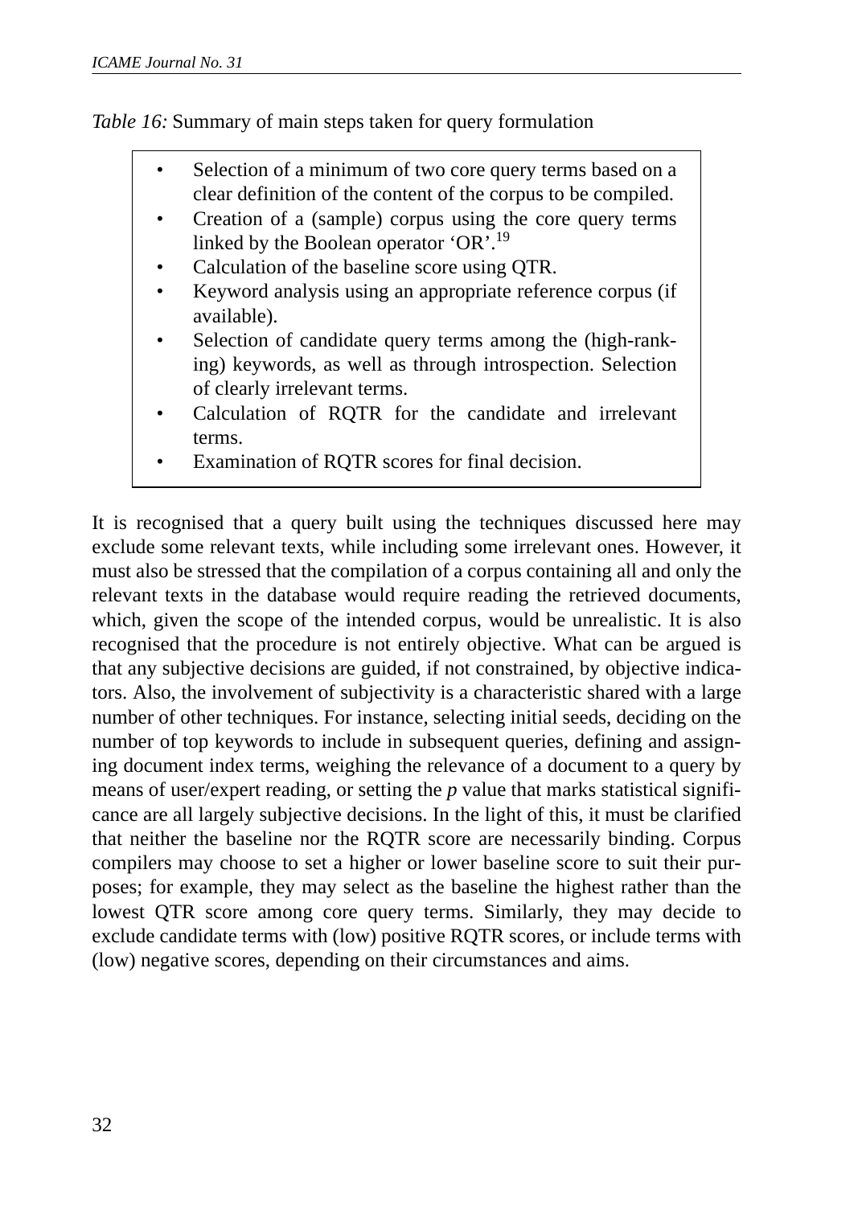*Table 16:* Summary of main steps taken for query formulation

- Selection of a minimum of two core query terms based on a clear definition of the content of the corpus to be compiled.
- Creation of a (sample) corpus using the core query terms linked by the Boolean operator 'OR'.[19]
- Calculation of the baseline score using QTR.
- Keyword analysis using an appropriate reference corpus (if available).
- Selection of candidate query terms among the (high-ranking) keywords, as well as through introspection. Selection of clearly irrelevant terms.
- Calculation of RQTR for the candidate and irrelevant terms.
- Examination of RQTR scores for final decision.

It is recognised that a query built using the techniques discussed here may exclude some relevant texts, while including some irrelevant ones. However, it must also be stressed that the compilation of a corpus containing all and only the relevant texts in the database would require reading the retrieved documents, which, given the scope of the intended corpus, would be unrealistic. It is also recognised that the procedure is not entirely objective. What can be argued is that any subjective decisions are guided, if not constrained, by objective indicators. Also, the involvement of subjectivity is a characteristic shared with a large number of other techniques. For instance, selecting initial seeds, deciding on the number of top keywords to include in subsequent queries, defining and assigning document index terms, weighing the relevance of a document to a query by means of user/expert reading, or setting the *p* value that marks statistical significance are all largely subjective decisions. In the light of this, it must be clarified that neither the baseline nor the RQTR score are necessarily binding. Corpus compilers may choose to set a higher or lower baseline score to suit their purposes; for example, they may select as the baseline the highest rather than the lowest QTR score among core query terms. Similarly, they may decide to exclude candidate terms with (low) positive RQTR scores, or include terms with (low) negative scores, depending on their circumstances and aims.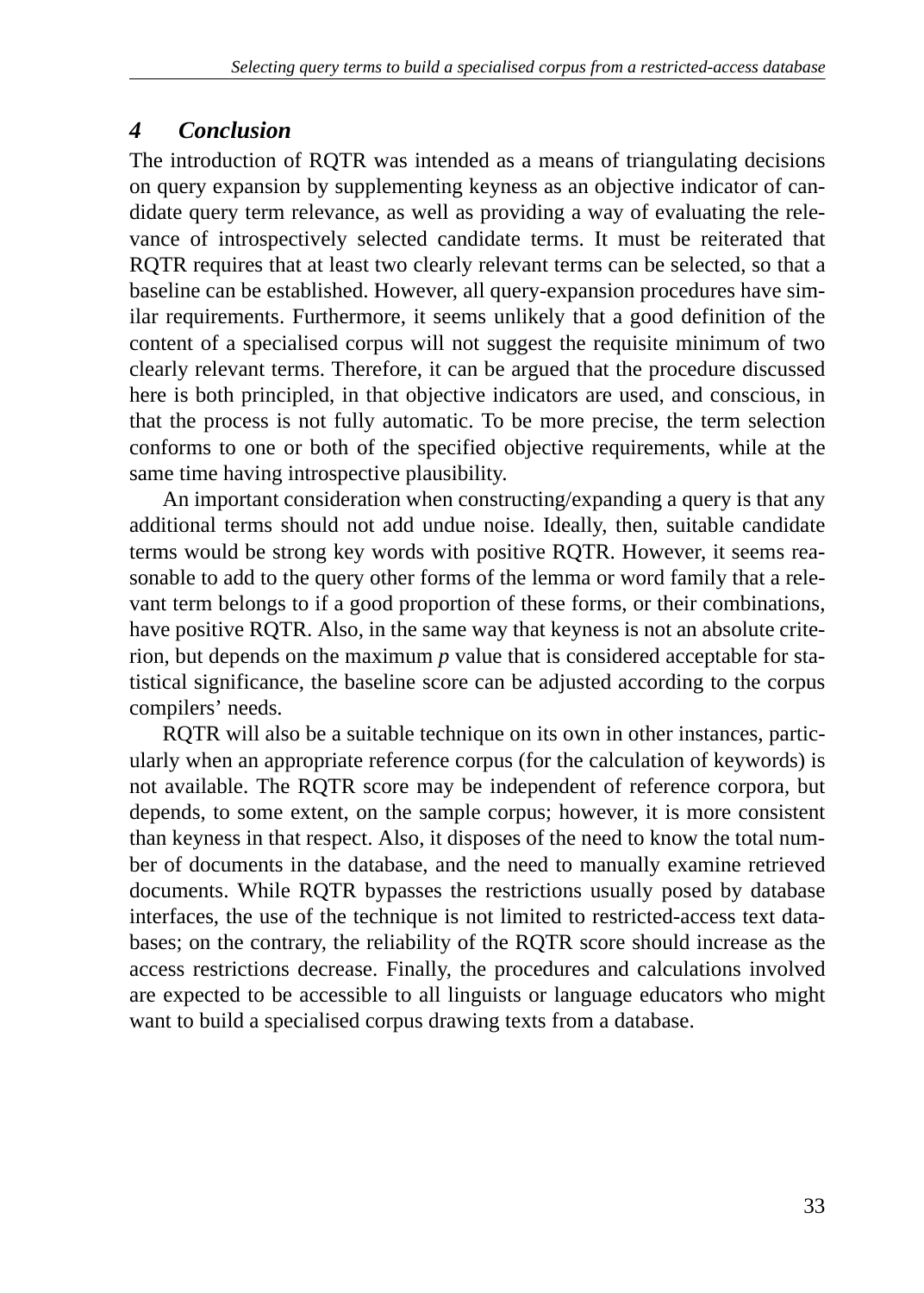## 4 Conclusion

The introduction of RQTR was intended as a means of triangulating decisions on query expansion by supplementing keyness as an objective indicator of candidate query term relevance, as well as providing a way of evaluating the relevance of introspectively selected candidate terms. It must be reiterated that RQTR requires that at least two clearly relevant terms can be selected, so that a baseline can be established. However, all query-expansion procedures have similar requirements. Furthermore, it seems unlikely that a good definition of the content of a specialised corpus will not suggest the requisite minimum of two clearly relevant terms. Therefore, it can be argued that the procedure discussed here is both principled, in that objective indicators are used, and conscious, in that the process is not fully automatic. To be more precise, the term selection conforms to one or both of the specified objective requirements, while at the same time having introspective plausibility.

An important consideration when constructing/expanding a query is that any additional terms should not add undue noise. Ideally, then, suitable candidate terms would be strong key words with positive RQTR. However, it seems reasonable to add to the query other forms of the lemma or word family that a relevant term belongs to if a good proportion of these forms, or their combinations, have positive RQTR. Also, in the same way that keyness is not an absolute criterion, but depends on the maximum $p$ value that is considered acceptable for statistical significance, the baseline score can be adjusted according to the corpus compilers' needs.

RQTR will also be a suitable technique on its own in other instances, particularly when an appropriate reference corpus (for the calculation of keywords) is not available. The RQTR score may be independent of reference corpora, but depends, to some extent, on the sample corpus; however, it is more consistent than keyness in that respect. Also, it disposes of the need to know the total number of documents in the database, and the need to manually examine retrieved documents. While RQTR bypasses the restrictions usually posed by database interfaces, the use of the technique is not limited to restricted-access text databases; on the contrary, the reliability of the RQTR score should increase as the access restrictions decrease. Finally, the procedures and calculations involved are expected to be accessible to all linguists or language educators who might want to build a specialised corpus drawing texts from a database.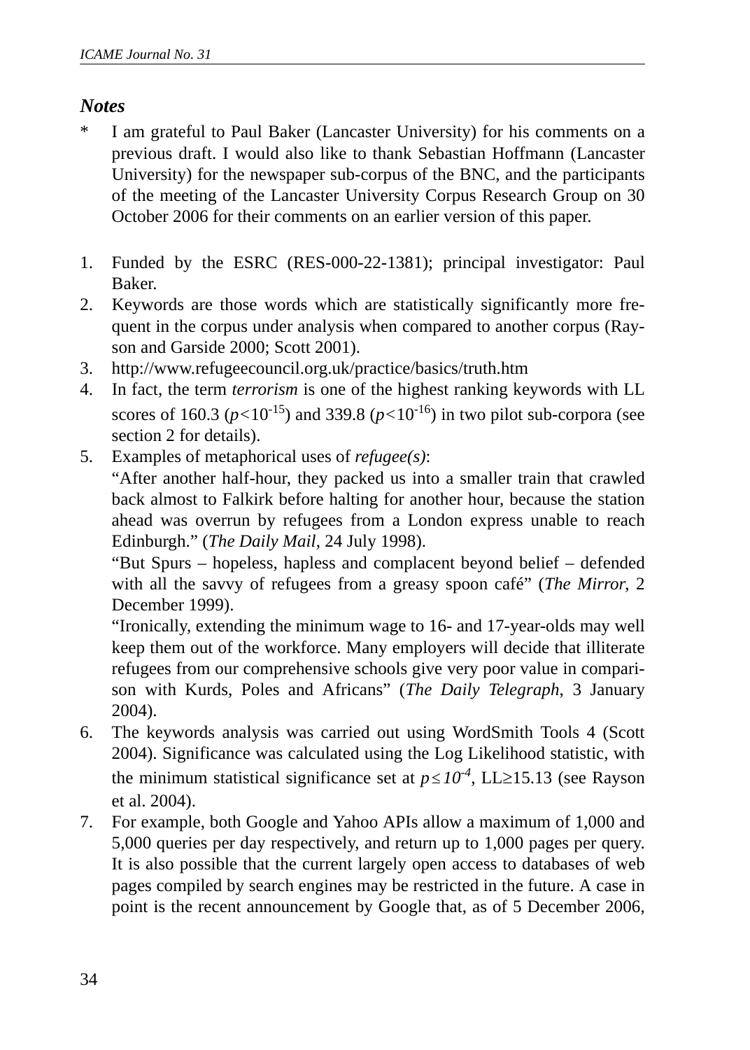### *Notes*

\* I am grateful to Paul Baker (Lancaster University) for his comments on a previous draft. I would also like to thank Sebastian Hoffmann (Lancaster University) for the newspaper sub-corpus of the BNC, and the participants of the meeting of the Lancaster University Corpus Research Group on 30 October 2006 for their comments on an earlier version of this paper.

1. Funded by the ESRC (RES-000-22-1381); principal investigator: Paul Baker.
2. Keywords are those words which are statistically significantly more frequent in the corpus under analysis when compared to another corpus (Rayson and Garside 2000; Scott 2001).
3. http://www.refugeecouncil.org.uk/practice/basics/truth.htm
4. In fact, the term *terrorism* is one of the highest ranking keywords with LL scores of 160.3 ($p<10^{-15}$) and 339.8 ($p<10^{-16}$) in two pilot sub-corpora (see section 2 for details).
5. Examples of metaphorical uses of *refugee(s)*:
   "After another half-hour, they packed us into a smaller train that crawled back almost to Falkirk before halting for another hour, because the station ahead was overrun by refugees from a London express unable to reach Edinburgh." (*The Daily Mail*, 24 July 1998).
   "But Spurs – hopeless, hapless and complacent beyond belief – defended with all the savvy of refugees from a greasy spoon café" (*The Mirror*, 2 December 1999).
   "Ironically, extending the minimum wage to 16- and 17-year-olds may well keep them out of the workforce. Many employers will decide that illiterate refugees from our comprehensive schools give very poor value in comparison with Kurds, Poles and Africans" (*The Daily Telegraph*, 3 January 2004).
6. The keywords analysis was carried out using WordSmith Tools 4 (Scott 2004). Significance was calculated using the Log Likelihood statistic, with the minimum statistical significance set at $p \leq 10^{-4}$, LL$\geq$15.13 (see Rayson et al. 2004).
7. For example, both Google and Yahoo APIs allow a maximum of 1,000 and 5,000 queries per day respectively, and return up to 1,000 pages per query. It is also possible that the current largely open access to databases of web pages compiled by search engines may be restricted in the future. A case in point is the recent announcement by Google that, as of 5 December 2006,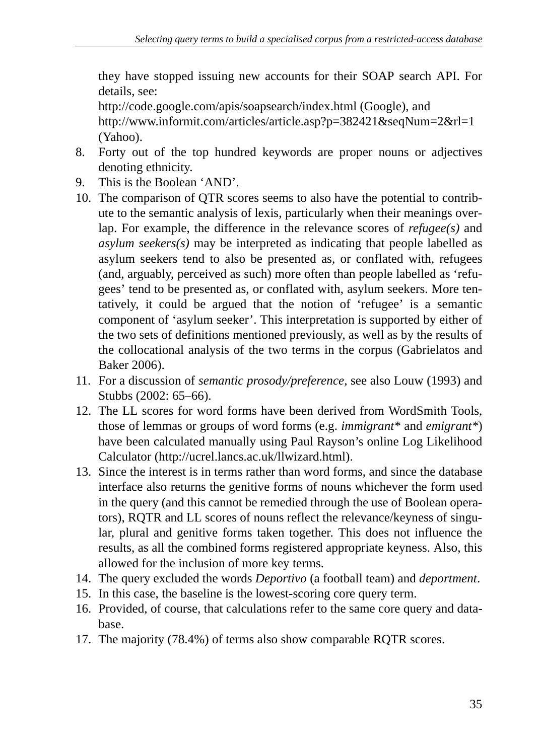they have stopped issuing new accounts for their SOAP search API. For details, see:
http://code.google.com/apis/soapsearch/index.html (Google), and
http://www.informit.com/articles/article.asp?p=382421&seqNum=2&rl=1 (Yahoo).

8. Forty out of the top hundred keywords are proper nouns or adjectives denoting ethnicity.
9. This is the Boolean ‘AND’.
10. The comparison of QTR scores seems to also have the potential to contribute to the semantic analysis of lexis, particularly when their meanings overlap. For example, the difference in the relevance scores of *refugee(s)* and *asylum seekers(s)* may be interpreted as indicating that people labelled as asylum seekers tend to also be presented as, or conflated with, refugees (and, arguably, perceived as such) more often than people labelled as ‘refugees’ tend to be presented as, or conflated with, asylum seekers. More tentatively, it could be argued that the notion of ‘refugee’ is a semantic component of ‘asylum seeker’. This interpretation is supported by either of the two sets of definitions mentioned previously, as well as by the results of the collocational analysis of the two terms in the corpus (Gabrielatos and Baker 2006).
11. For a discussion of *semantic prosody/preference*, see also Louw (1993) and Stubbs (2002: 65–66).
12. The LL scores for word forms have been derived from WordSmith Tools, those of lemmas or groups of word forms (e.g. *immigrant** and *emigrant**) have been calculated manually using Paul Rayson’s online Log Likelihood Calculator (http://ucrel.lancs.ac.uk/llwizard.html).
13. Since the interest is in terms rather than word forms, and since the database interface also returns the genitive forms of nouns whichever the form used in the query (and this cannot be remedied through the use of Boolean operators), RQTR and LL scores of nouns reflect the relevance/keyness of singular, plural and genitive forms taken together. This does not influence the results, as all the combined forms registered appropriate keyness. Also, this allowed for the inclusion of more key terms.
14. The query excluded the words *Deportivo* (a football team) and *deportment*.
15. In this case, the baseline is the lowest-scoring core query term.
16. Provided, of course, that calculations refer to the same core query and database.
17. The majority (78.4%) of terms also show comparable RQTR scores.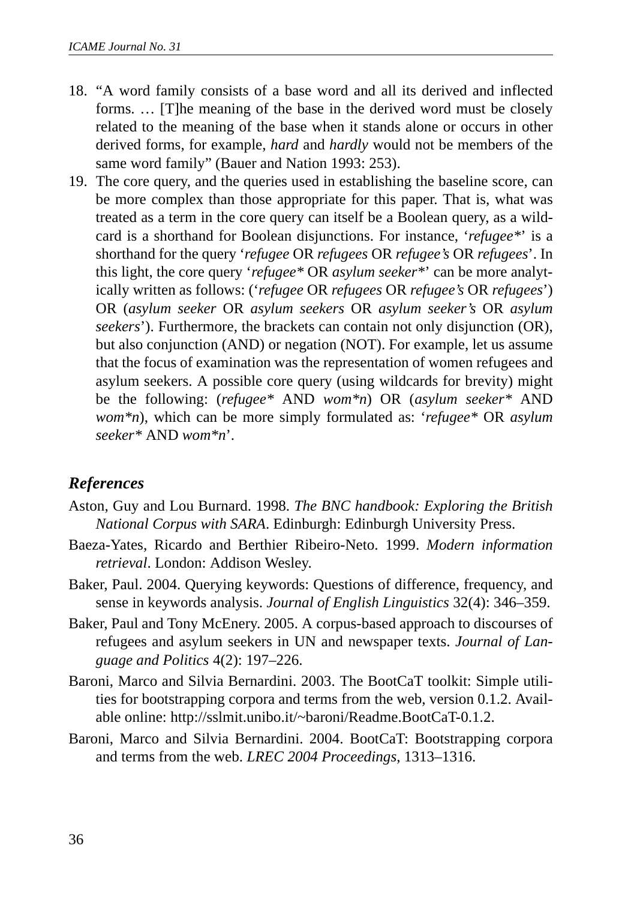18. "A word family consists of a base word and all its derived and inflected forms. … [T]he meaning of the base in the derived word must be closely related to the meaning of the base when it stands alone or occurs in other derived forms, for example, *hard* and *hardly* would not be members of the same word family" (Bauer and Nation 1993: 253).
19. The core query, and the queries used in establishing the baseline score, can be more complex than those appropriate for this paper. That is, what was treated as a term in the core query can itself be a Boolean query, as a wildcard is a shorthand for Boolean disjunctions. For instance, '*refugee**' is a shorthand for the query '*refugee* OR *refugees* OR *refugee's* OR *refugees*'. In this light, the core query '*refugee** OR *asylum seeker**' can be more analytically written as follows: ('*refugee* OR *refugees* OR *refugee's* OR *refugees*') OR (*asylum seeker* OR *asylum seekers* OR *asylum seeker's* OR *asylum seekers*'). Furthermore, the brackets can contain not only disjunction (OR), but also conjunction (AND) or negation (NOT). For example, let us assume that the focus of examination was the representation of women refugees and asylum seekers. A possible core query (using wildcards for brevity) might be the following: (*refugee** AND *wom*n*) OR (*asylum seeker** AND *wom*n*), which can be more simply formulated as: '*refugee** OR *asylum seeker** AND *wom*n*'.

## References

Aston, Guy and Lou Burnard. 1998. *The BNC handbook: Exploring the British National Corpus with SARA*. Edinburgh: Edinburgh University Press.

Baeza-Yates, Ricardo and Berthier Ribeiro-Neto. 1999. *Modern information retrieval*. London: Addison Wesley.

Baker, Paul. 2004. Querying keywords: Questions of difference, frequency, and sense in keywords analysis. *Journal of English Linguistics* 32(4): 346–359.

Baker, Paul and Tony McEnery. 2005. A corpus-based approach to discourses of refugees and asylum seekers in UN and newspaper texts. *Journal of Language and Politics* 4(2): 197–226.

Baroni, Marco and Silvia Bernardini. 2003. The BootCaT toolkit: Simple utilities for bootstrapping corpora and terms from the web, version 0.1.2. Available online: http://sslmit.unibo.it/~baroni/Readme.BootCaT-0.1.2.

Baroni, Marco and Silvia Bernardini. 2004. BootCaT: Bootstrapping corpora and terms from the web. *LREC 2004 Proceedings*, 1313–1316.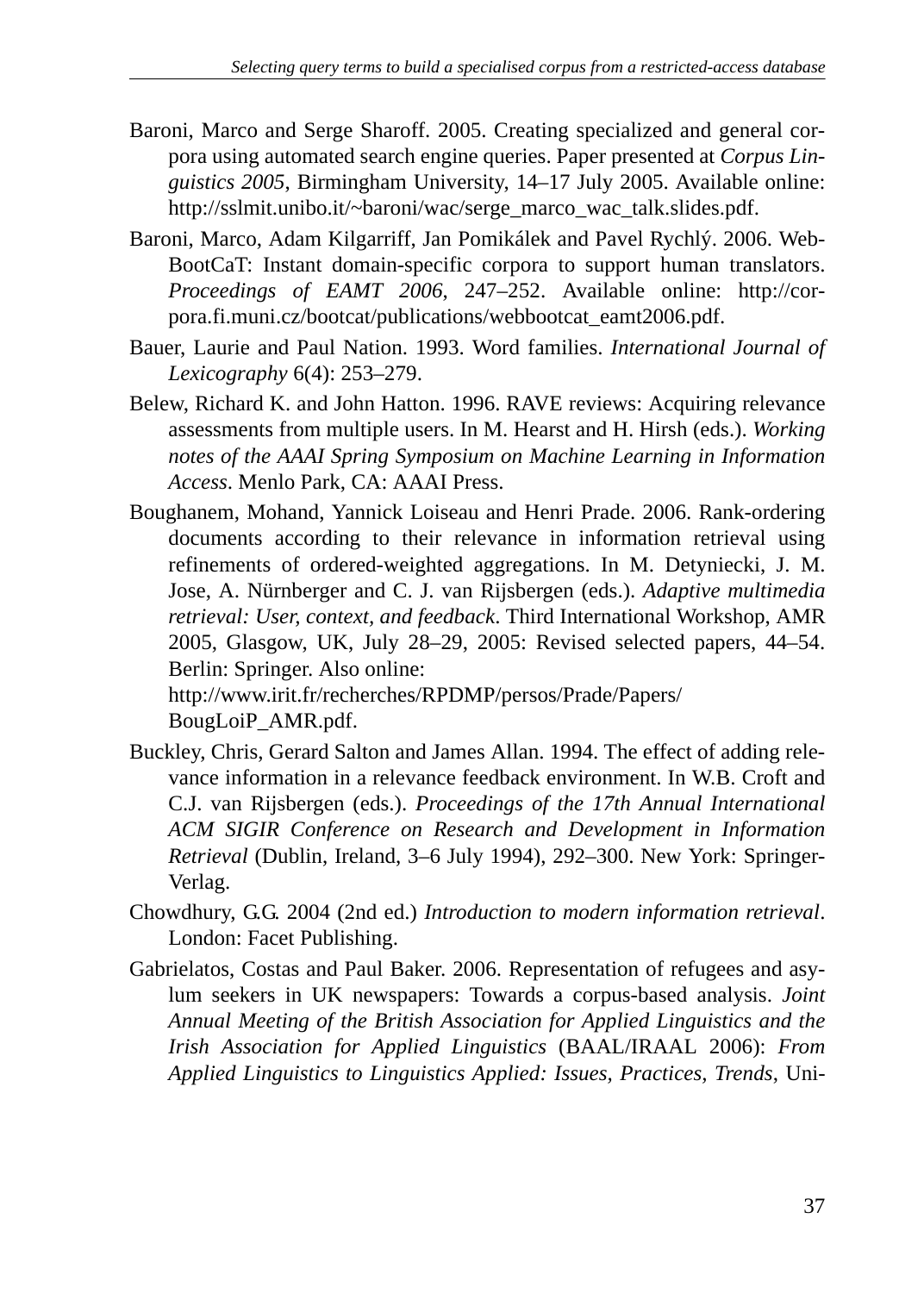Baroni, Marco and Serge Sharoff. 2005. Creating specialized and general corpora using automated search engine queries. Paper presented at *Corpus Linguistics 2005*, Birmingham University, 14–17 July 2005. Available online: http://sslmit.unibo.it/~baroni/wac/serge_marco_wac_talk.slides.pdf.

Baroni, Marco, Adam Kilgarriff, Jan Pomikálek and Pavel Rychlý. 2006. WebBootCaT: Instant domain-specific corpora to support human translators. *Proceedings of EAMT 2006*, 247–252. Available online: http://corpora.fi.muni.cz/bootcat/publications/webbootcat_eamt2006.pdf.

Bauer, Laurie and Paul Nation. 1993. Word families. *International Journal of Lexicography* 6(4): 253–279.

Belew, Richard K. and John Hatton. 1996. RAVE reviews: Acquiring relevance assessments from multiple users. In M. Hearst and H. Hirsh (eds.). *Working notes of the AAAI Spring Symposium on Machine Learning in Information Access*. Menlo Park, CA: AAAI Press.

Boughanem, Mohand, Yannick Loiseau and Henri Prade. 2006. Rank-ordering documents according to their relevance in information retrieval using refinements of ordered-weighted aggregations. In M. Detyniecki, J. M. Jose, A. Nürnberger and C. J. van Rijsbergen (eds.). *Adaptive multimedia retrieval: User, context, and feedback*. Third International Workshop, AMR 2005, Glasgow, UK, July 28–29, 2005: Revised selected papers, 44–54. Berlin: Springer. Also online: http://www.irit.fr/recherches/RPDMP/persos/Prade/Papers/BougLoiP_AMR.pdf.

Buckley, Chris, Gerard Salton and James Allan. 1994. The effect of adding relevance information in a relevance feedback environment. In W.B. Croft and C.J. van Rijsbergen (eds.). *Proceedings of the 17th Annual International ACM SIGIR Conference on Research and Development in Information Retrieval* (Dublin, Ireland, 3–6 July 1994), 292–300. New York: Springer-Verlag.

Chowdhury, G.G. 2004 (2nd ed.) *Introduction to modern information retrieval*. London: Facet Publishing.

Gabrielatos, Costas and Paul Baker. 2006. Representation of refugees and asylum seekers in UK newspapers: Towards a corpus-based analysis. *Joint Annual Meeting of the British Association for Applied Linguistics and the Irish Association for Applied Linguistics* (BAAL/IRAAL 2006): *From Applied Linguistics to Linguistics Applied: Issues, Practices, Trends*, Uni-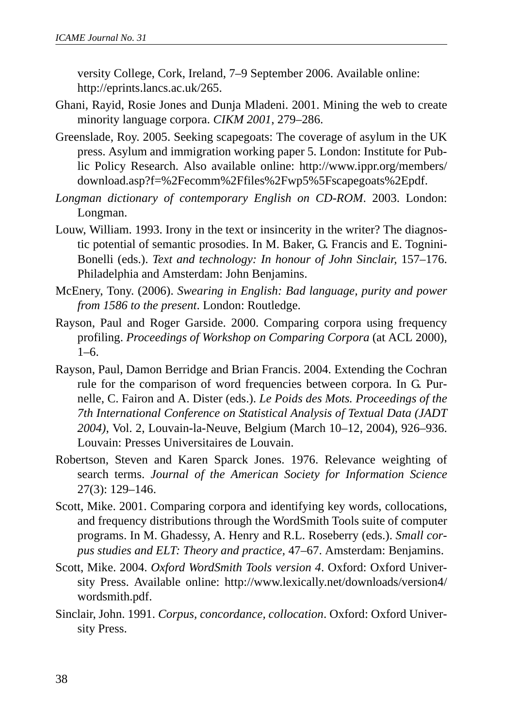versity College, Cork, Ireland, 7–9 September 2006. Available online: http://eprints.lancs.ac.uk/265.

Ghani, Rayid, Rosie Jones and Dunja Mladeni. 2001. Mining the web to create minority language corpora. *CIKM 2001*, 279–286.

Greenslade, Roy. 2005. Seeking scapegoats: The coverage of asylum in the UK press. Asylum and immigration working paper 5. London: Institute for Public Policy Research. Also available online: http://www.ippr.org/members/download.asp?f=%2Fecomm%2Ffiles%2Fwp5%5Fscapegoats%2Epdf.

*Longman dictionary of contemporary English on CD-ROM*. 2003. London: Longman.

Louw, William. 1993. Irony in the text or insincerity in the writer? The diagnostic potential of semantic prosodies. In M. Baker, G. Francis and E. Tognini-Bonelli (eds.). *Text and technology: In honour of John Sinclair,* 157–176. Philadelphia and Amsterdam: John Benjamins.

McEnery, Tony. (2006). *Swearing in English: Bad language, purity and power from 1586 to the present*. London: Routledge.

Rayson, Paul and Roger Garside. 2000. Comparing corpora using frequency profiling. *Proceedings of Workshop on Comparing Corpora* (at ACL 2000), 1–6.

Rayson, Paul, Damon Berridge and Brian Francis. 2004. Extending the Cochran rule for the comparison of word frequencies between corpora. In G. Purnelle, C. Fairon and A. Dister (eds.). *Le Poids des Mots. Proceedings of the 7th International Conference on Statistical Analysis of Textual Data (JADT 2004)*, Vol. 2, Louvain-la-Neuve, Belgium (March 10–12, 2004), 926–936. Louvain: Presses Universitaires de Louvain.

Robertson, Steven and Karen Sparck Jones. 1976. Relevance weighting of search terms. *Journal of the American Society for Information Science* 27(3): 129–146.

Scott, Mike. 2001. Comparing corpora and identifying key words, collocations, and frequency distributions through the WordSmith Tools suite of computer programs. In M. Ghadessy, A. Henry and R.L. Roseberry (eds.). *Small corpus studies and ELT: Theory and practice*, 47–67. Amsterdam: Benjamins.

Scott, Mike. 2004. *Oxford WordSmith Tools version 4*. Oxford: Oxford University Press. Available online: http://www.lexically.net/downloads/version4/wordsmith.pdf.

Sinclair, John. 1991. *Corpus, concordance, collocation*. Oxford: Oxford University Press.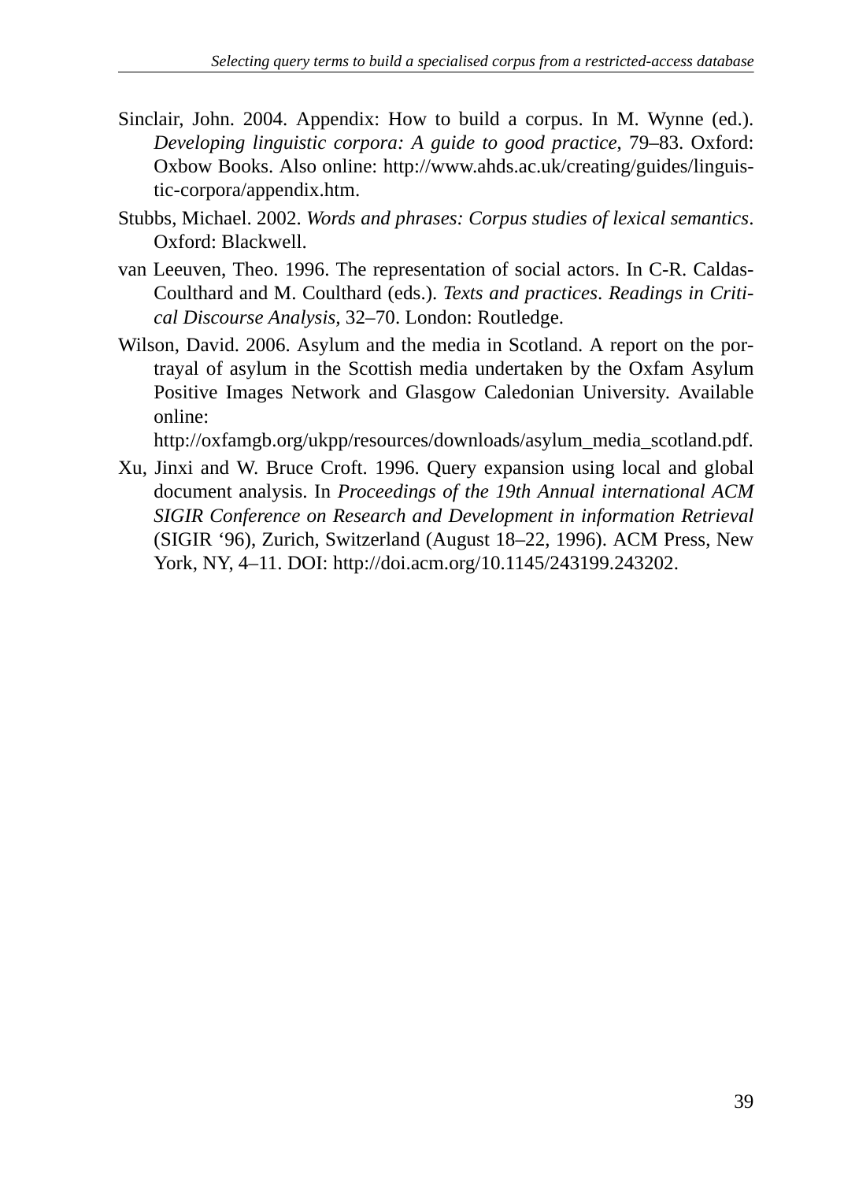Sinclair, John. 2004. Appendix: How to build a corpus. In M. Wynne (ed.). *Developing linguistic corpora: A guide to good practice*, 79–83. Oxford: Oxbow Books. Also online: http://www.ahds.ac.uk/creating/guides/linguistic-corpora/appendix.htm.

Stubbs, Michael. 2002. *Words and phrases: Corpus studies of lexical semantics*. Oxford: Blackwell.

van Leeuven, Theo. 1996. The representation of social actors. In C-R. Caldas-Coulthard and M. Coulthard (eds.). *Texts and practices. Readings in Critical Discourse Analysis,* 32–70. London: Routledge.

Wilson, David. 2006. Asylum and the media in Scotland. A report on the portrayal of asylum in the Scottish media undertaken by the Oxfam Asylum Positive Images Network and Glasgow Caledonian University. Available online:
http://oxfamgb.org/ukpp/resources/downloads/asylum_media_scotland.pdf.

Xu, Jinxi and W. Bruce Croft. 1996. Query expansion using local and global document analysis. In *Proceedings of the 19th Annual international ACM SIGIR Conference on Research and Development in information Retrieval* (SIGIR '96), Zurich, Switzerland (August 18–22, 1996). ACM Press, New York, NY, 4–11. DOI: http://doi.acm.org/10.1145/243199.243202.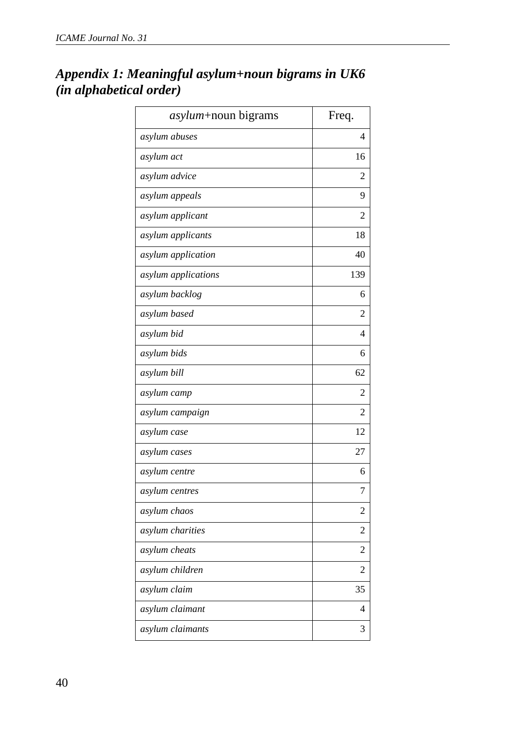## *Appendix 1: Meaningful asylum+noun bigrams in UK6 (in alphabetical order)*

| *asylum*+noun bigrams | Freq. |
|---|---:|
| *asylum abuses* | 4 |
| *asylum act* | 16 |
| *asylum advice* | 2 |
| *asylum appeals* | 9 |
| *asylum applicant* | 2 |
| *asylum applicants* | 18 |
| *asylum application* | 40 |
| *asylum applications* | 139 |
| *asylum backlog* | 6 |
| *asylum based* | 2 |
| *asylum bid* | 4 |
| *asylum bids* | 6 |
| *asylum bill* | 62 |
| *asylum camp* | 2 |
| *asylum campaign* | 2 |
| *asylum case* | 12 |
| *asylum cases* | 27 |
| *asylum centre* | 6 |
| *asylum centres* | 7 |
| *asylum chaos* | 2 |
| *asylum charities* | 2 |
| *asylum cheats* | 2 |
| *asylum children* | 2 |
| *asylum claim* | 35 |
| *asylum claimant* | 4 |
| *asylum claimants* | 3 |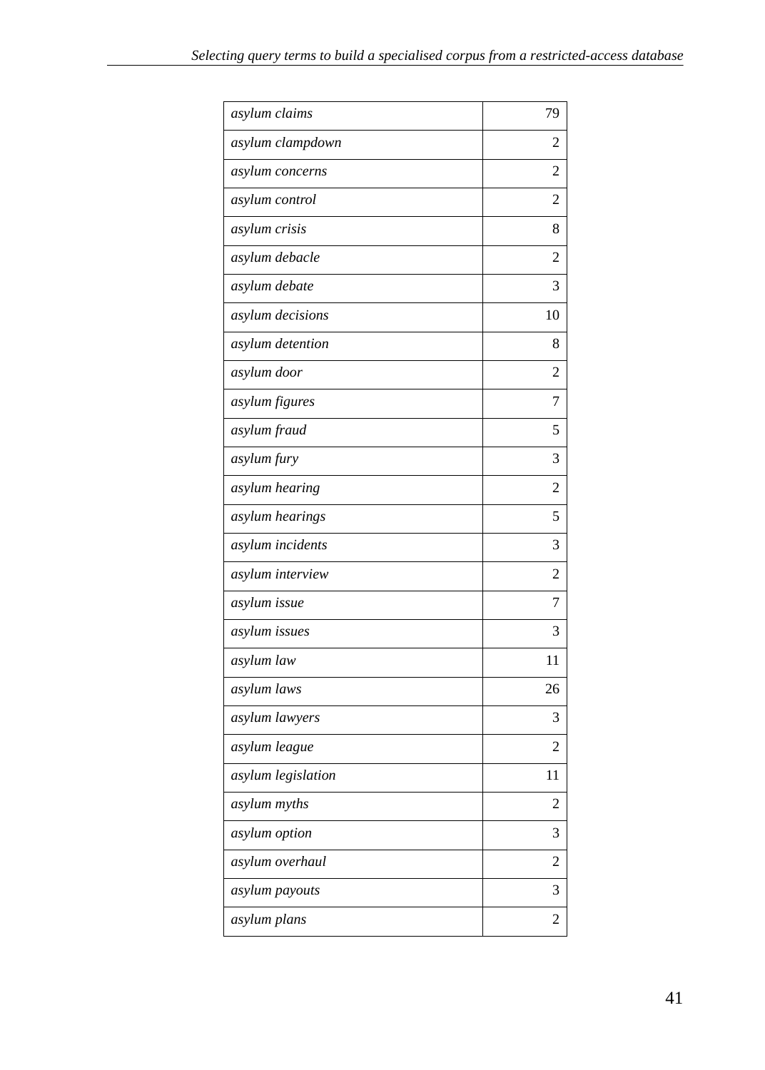| | |
|---|---|
| *asylum claims* | 79 |
| *asylum clampdown* | 2 |
| *asylum concerns* | 2 |
| *asylum control* | 2 |
| *asylum crisis* | 8 |
| *asylum debacle* | 2 |
| *asylum debate* | 3 |
| *asylum decisions* | 10 |
| *asylum detention* | 8 |
| *asylum door* | 2 |
| *asylum figures* | 7 |
| *asylum fraud* | 5 |
| *asylum fury* | 3 |
| *asylum hearing* | 2 |
| *asylum hearings* | 5 |
| *asylum incidents* | 3 |
| *asylum interview* | 2 |
| *asylum issue* | 7 |
| *asylum issues* | 3 |
| *asylum law* | 11 |
| *asylum laws* | 26 |
| *asylum lawyers* | 3 |
| *asylum league* | 2 |
| *asylum legislation* | 11 |
| *asylum myths* | 2 |
| *asylum option* | 3 |
| *asylum overhaul* | 2 |
| *asylum payouts* | 3 |
| *asylum plans* | 2 |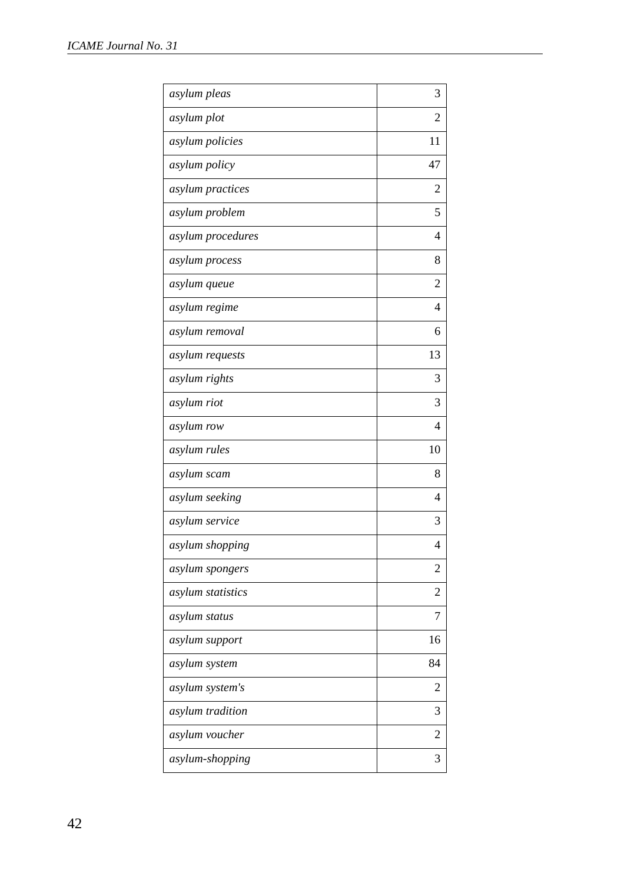| | |
|---|---|
| *asylum pleas* | 3 |
| *asylum plot* | 2 |
| *asylum policies* | 11 |
| *asylum policy* | 47 |
| *asylum practices* | 2 |
| *asylum problem* | 5 |
| *asylum procedures* | 4 |
| *asylum process* | 8 |
| *asylum queue* | 2 |
| *asylum regime* | 4 |
| *asylum removal* | 6 |
| *asylum requests* | 13 |
| *asylum rights* | 3 |
| *asylum riot* | 3 |
| *asylum row* | 4 |
| *asylum rules* | 10 |
| *asylum scam* | 8 |
| *asylum seeking* | 4 |
| *asylum service* | 3 |
| *asylum shopping* | 4 |
| *asylum spongers* | 2 |
| *asylum statistics* | 2 |
| *asylum status* | 7 |
| *asylum support* | 16 |
| *asylum system* | 84 |
| *asylum system's* | 2 |
| *asylum tradition* | 3 |
| *asylum voucher* | 2 |
| *asylum-shopping* | 3 |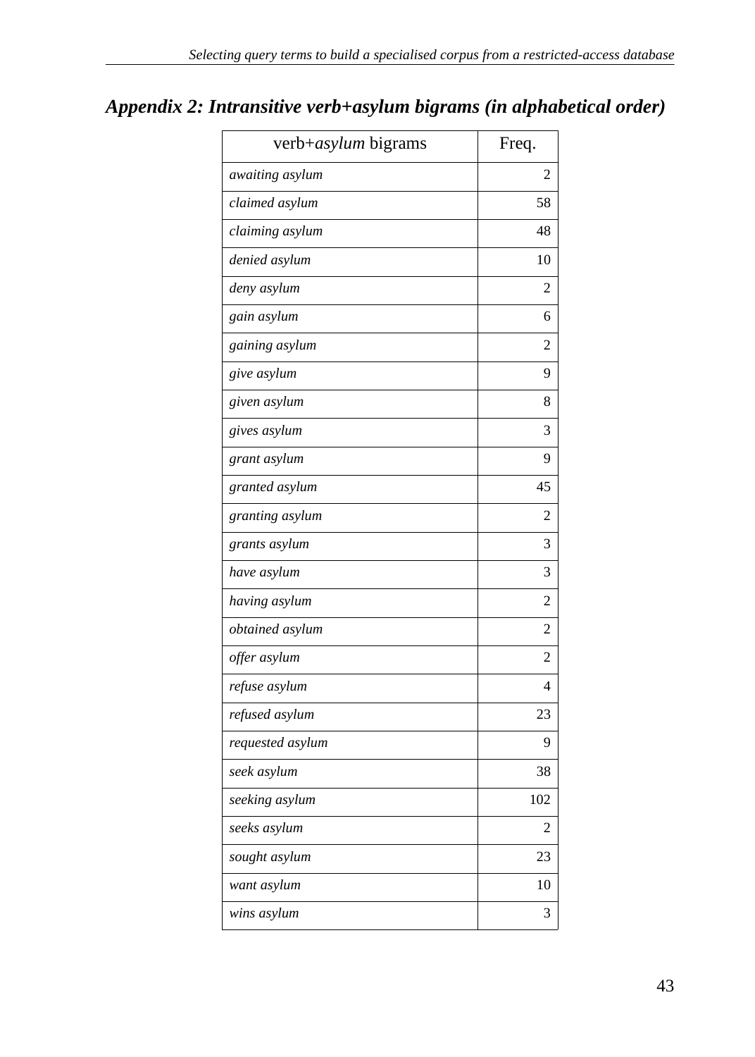## *Appendix 2: Intransitive verb+asylum bigrams (in alphabetical order)*

| verb+*asylum* bigrams | Freq. |
|---|---|
| *awaiting asylum* | 2 |
| *claimed asylum* | 58 |
| *claiming asylum* | 48 |
| *denied asylum* | 10 |
| *deny asylum* | 2 |
| *gain asylum* | 6 |
| *gaining asylum* | 2 |
| *give asylum* | 9 |
| *given asylum* | 8 |
| *gives asylum* | 3 |
| *grant asylum* | 9 |
| *granted asylum* | 45 |
| *granting asylum* | 2 |
| *grants asylum* | 3 |
| *have asylum* | 3 |
| *having asylum* | 2 |
| *obtained asylum* | 2 |
| *offer asylum* | 2 |
| *refuse asylum* | 4 |
| *refused asylum* | 23 |
| *requested asylum* | 9 |
| *seek asylum* | 38 |
| *seeking asylum* | 102 |
| *seeks asylum* | 2 |
| *sought asylum* | 23 |
| *want asylum* | 10 |
| *wins asylum* | 3 |